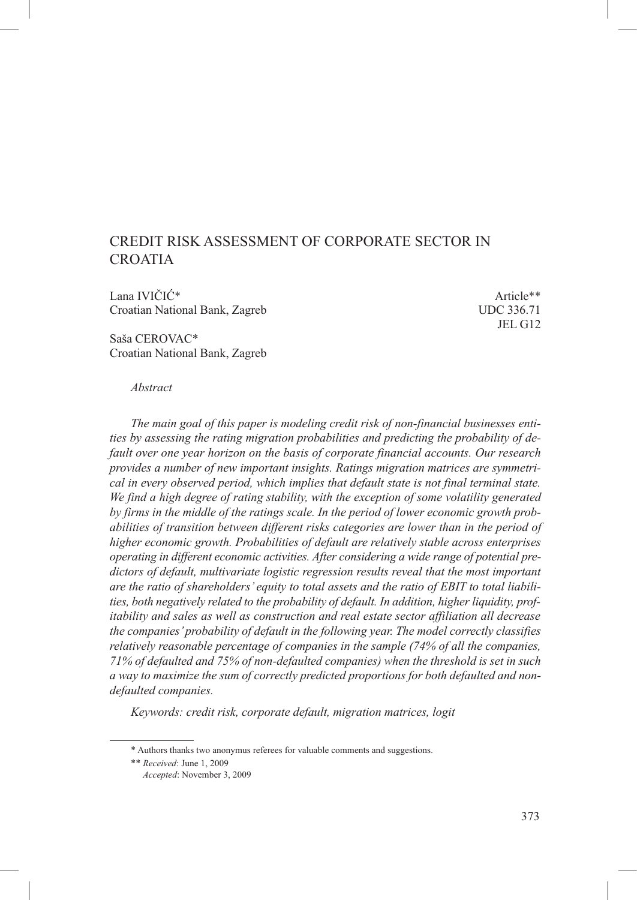# CREDIT RISK ASSESSMENT OF CORPORATE SECTOR IN CROATIA

Lana IVIČIĆ*  
Croatian National Bank, Zagreb

Article**  
UDC 336.71  
JEL G12

Saša CEROVAC*  
Croatian National Bank, Zagreb

*Abstract*

*The main goal of this paper is modeling credit risk of non-financial businesses entities by assessing the rating migration probabilities and predicting the probability of default over one year horizon on the basis of corporate financial accounts. Our research provides a number of new important insights. Ratings migration matrices are symmetrical in every observed period, which implies that default state is not final terminal state. We find a high degree of rating stability, with the exception of some volatility generated by firms in the middle of the ratings scale. In the period of lower economic growth probabilities of transition between different risks categories are lower than in the period of higher economic growth. Probabilities of default are relatively stable across enterprises operating in different economic activities. After considering a wide range of potential predictors of default, multivariate logistic regression results reveal that the most important are the ratio of shareholders' equity to total assets and the ratio of EBIT to total liabilities, both negatively related to the probability of default. In addition, higher liquidity, profitability and sales as well as construction and real estate sector affiliation all decrease the companies' probability of default in the following year. The model correctly classifies relatively reasonable percentage of companies in the sample (74% of all the companies, 71% of defaulted and 75% of non-defaulted companies) when the threshold is set in such a way to maximize the sum of correctly predicted proportions for both defaulted and non-defaulted companies.*

*Keywords: credit risk, corporate default, migration matrices, logit*

---

\* Authors thanks two anonymus referees for valuable comments and suggestions.

\*\* *Received*: June 1, 2009  
*Accepted*: November 3, 2009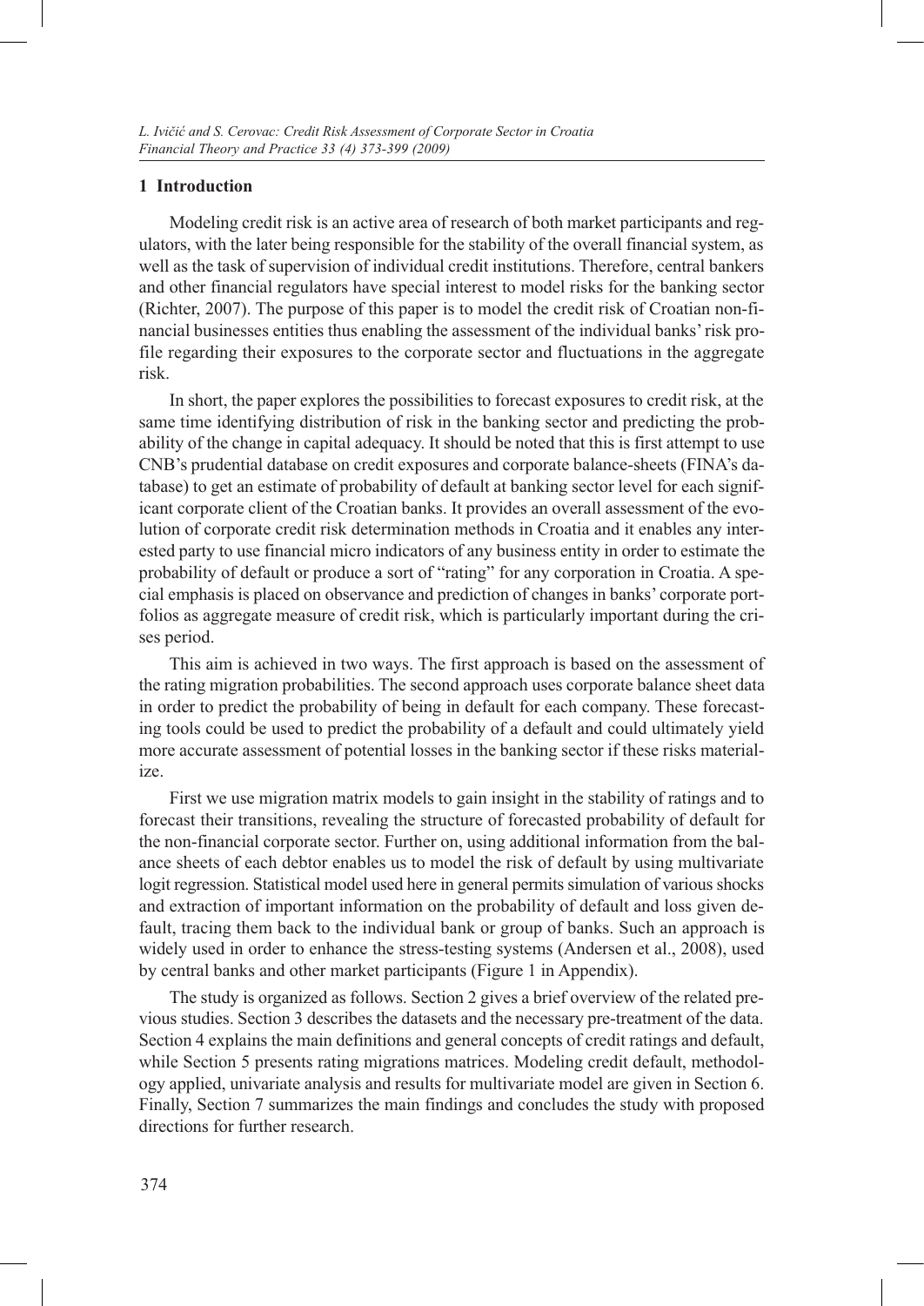## 1 Introduction

Modeling credit risk is an active area of research of both market participants and regulators, with the later being responsible for the stability of the overall financial system, as well as the task of supervision of individual credit institutions. Therefore, central bankers and other financial regulators have special interest to model risks for the banking sector (Richter, 2007). The purpose of this paper is to model the credit risk of Croatian non-financial businesses entities thus enabling the assessment of the individual banks' risk profile regarding their exposures to the corporate sector and fluctuations in the aggregate risk.

In short, the paper explores the possibilities to forecast exposures to credit risk, at the same time identifying distribution of risk in the banking sector and predicting the probability of the change in capital adequacy. It should be noted that this is first attempt to use CNB's prudential database on credit exposures and corporate balance-sheets (FINA's database) to get an estimate of probability of default at banking sector level for each significant corporate client of the Croatian banks. It provides an overall assessment of the evolution of corporate credit risk determination methods in Croatia and it enables any interested party to use financial micro indicators of any business entity in order to estimate the probability of default or produce a sort of "rating" for any corporation in Croatia. A special emphasis is placed on observance and prediction of changes in banks' corporate portfolios as aggregate measure of credit risk, which is particularly important during the crises period.

This aim is achieved in two ways. The first approach is based on the assessment of the rating migration probabilities. The second approach uses corporate balance sheet data in order to predict the probability of being in default for each company. These forecasting tools could be used to predict the probability of a default and could ultimately yield more accurate assessment of potential losses in the banking sector if these risks materialize.

First we use migration matrix models to gain insight in the stability of ratings and to forecast their transitions, revealing the structure of forecasted probability of default for the non-financial corporate sector. Further on, using additional information from the balance sheets of each debtor enables us to model the risk of default by using multivariate logit regression. Statistical model used here in general permits simulation of various shocks and extraction of important information on the probability of default and loss given default, tracing them back to the individual bank or group of banks. Such an approach is widely used in order to enhance the stress-testing systems (Andersen et al., 2008), used by central banks and other market participants (Figure 1 in Appendix).

The study is organized as follows. Section 2 gives a brief overview of the related previous studies. Section 3 describes the datasets and the necessary pre-treatment of the data. Section 4 explains the main definitions and general concepts of credit ratings and default, while Section 5 presents rating migrations matrices. Modeling credit default, methodology applied, univariate analysis and results for multivariate model are given in Section 6. Finally, Section 7 summarizes the main findings and concludes the study with proposed directions for further research.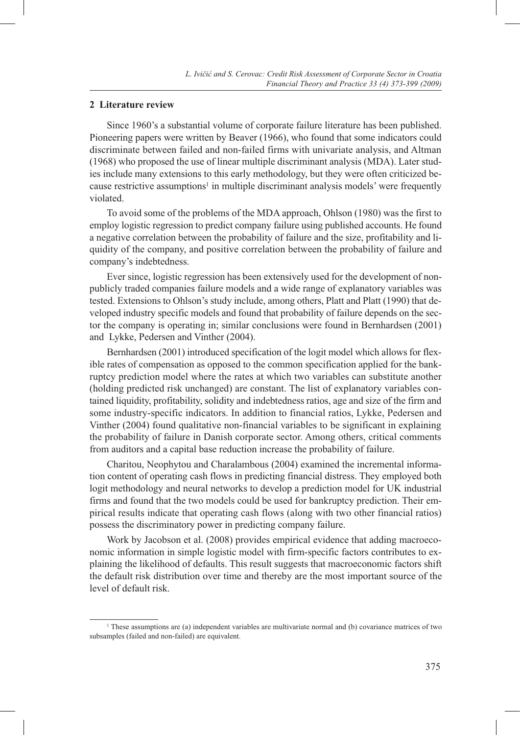## 2 Literature review

Since 1960's a substantial volume of corporate failure literature has been published. Pioneering papers were written by Beaver (1966), who found that some indicators could discriminate between failed and non-failed firms with univariate analysis, and Altman (1968) who proposed the use of linear multiple discriminant analysis (MDA). Later studies include many extensions to this early methodology, but they were often criticized because restrictive assumptions[1] in multiple discriminant analysis models' were frequently violated.

To avoid some of the problems of the MDA approach, Ohlson (1980) was the first to employ logistic regression to predict company failure using published accounts. He found a negative correlation between the probability of failure and the size, profitability and liquidity of the company, and positive correlation between the probability of failure and company's indebtedness.

Ever since, logistic regression has been extensively used for the development of non-publicly traded companies failure models and a wide range of explanatory variables was tested. Extensions to Ohlson's study include, among others, Platt and Platt (1990) that developed industry specific models and found that probability of failure depends on the sector the company is operating in; similar conclusions were found in Bernhardsen (2001) and Lykke, Pedersen and Vinther (2004).

Bernhardsen (2001) introduced specification of the logit model which allows for flexible rates of compensation as opposed to the common specification applied for the bankruptcy prediction model where the rates at which two variables can substitute another (holding predicted risk unchanged) are constant. The list of explanatory variables contained liquidity, profitability, solidity and indebtedness ratios, age and size of the firm and some industry-specific indicators. In addition to financial ratios, Lykke, Pedersen and Vinther (2004) found qualitative non-financial variables to be significant in explaining the probability of failure in Danish corporate sector. Among others, critical comments from auditors and a capital base reduction increase the probability of failure.

Charitou, Neophytou and Charalambous (2004) examined the incremental information content of operating cash flows in predicting financial distress. They employed both logit methodology and neural networks to develop a prediction model for UK industrial firms and found that the two models could be used for bankruptcy prediction. Their empirical results indicate that operating cash flows (along with two other financial ratios) possess the discriminatory power in predicting company failure.

Work by Jacobson et al. (2008) provides empirical evidence that adding macroeconomic information in simple logistic model with firm-specific factors contributes to explaining the likelihood of defaults. This result suggests that macroeconomic factors shift the default risk distribution over time and thereby are the most important source of the level of default risk.

---

[1] These assumptions are (a) independent variables are multivariate normal and (b) covariance matrices of two subsamples (failed and non-failed) are equivalent.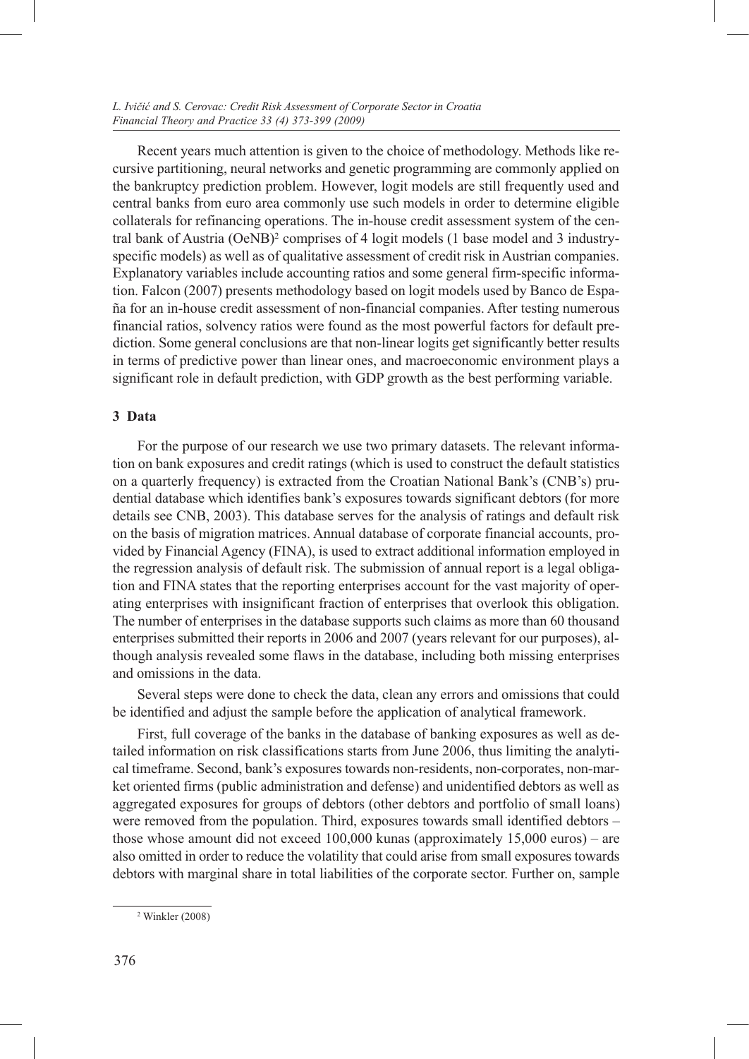Recent years much attention is given to the choice of methodology. Methods like recursive partitioning, neural networks and genetic programming are commonly applied on the bankruptcy prediction problem. However, logit models are still frequently used and central banks from euro area commonly use such models in order to determine eligible collaterals for refinancing operations. The in-house credit assessment system of the central bank of Austria (OeNB)[2] comprises of 4 logit models (1 base model and 3 industry-specific models) as well as of qualitative assessment of credit risk in Austrian companies. Explanatory variables include accounting ratios and some general firm-specific information. Falcon (2007) presents methodology based on logit models used by Banco de España for an in-house credit assessment of non-financial companies. After testing numerous financial ratios, solvency ratios were found as the most powerful factors for default prediction. Some general conclusions are that non-linear logits get significantly better results in terms of predictive power than linear ones, and macroeconomic environment plays a significant role in default prediction, with GDP growth as the best performing variable.

## 3 Data

For the purpose of our research we use two primary datasets. The relevant information on bank exposures and credit ratings (which is used to construct the default statistics on a quarterly frequency) is extracted from the Croatian National Bank's (CNB's) prudential database which identifies bank's exposures towards significant debtors (for more details see CNB, 2003). This database serves for the analysis of ratings and default risk on the basis of migration matrices. Annual database of corporate financial accounts, provided by Financial Agency (FINA), is used to extract additional information employed in the regression analysis of default risk. The submission of annual report is a legal obligation and FINA states that the reporting enterprises account for the vast majority of operating enterprises with insignificant fraction of enterprises that overlook this obligation. The number of enterprises in the database supports such claims as more than 60 thousand enterprises submitted their reports in 2006 and 2007 (years relevant for our purposes), although analysis revealed some flaws in the database, including both missing enterprises and omissions in the data.

Several steps were done to check the data, clean any errors and omissions that could be identified and adjust the sample before the application of analytical framework.

First, full coverage of the banks in the database of banking exposures as well as detailed information on risk classifications starts from June 2006, thus limiting the analytical timeframe. Second, bank's exposures towards non-residents, non-corporates, non-market oriented firms (public administration and defense) and unidentified debtors as well as aggregated exposures for groups of debtors (other debtors and portfolio of small loans) were removed from the population. Third, exposures towards small identified debtors – those whose amount did not exceed 100,000 kunas (approximately 15,000 euros) – are also omitted in order to reduce the volatility that could arise from small exposures towards debtors with marginal share in total liabilities of the corporate sector. Further on, sample

[2] Winkler (2008)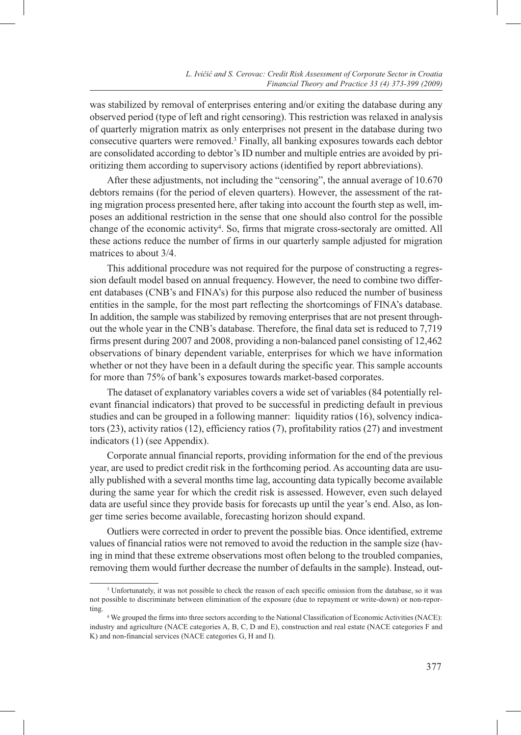was stabilized by removal of enterprises entering and/or exiting the database during any observed period (type of left and right censoring). This restriction was relaxed in analysis of quarterly migration matrix as only enterprises not present in the database during two consecutive quarters were removed.[3] Finally, all banking exposures towards each debtor are consolidated according to debtor's ID number and multiple entries are avoided by prioritizing them according to supervisory actions (identified by report abbreviations).

After these adjustments, not including the "censoring", the annual average of 10.670 debtors remains (for the period of eleven quarters). However, the assessment of the rating migration process presented here, after taking into account the fourth step as well, imposes an additional restriction in the sense that one should also control for the possible change of the economic activity[4]. So, firms that migrate cross-sectoraly are omitted. All these actions reduce the number of firms in our quarterly sample adjusted for migration matrices to about 3/4.

This additional procedure was not required for the purpose of constructing a regression default model based on annual frequency. However, the need to combine two different databases (CNB's and FINA's) for this purpose also reduced the number of business entities in the sample, for the most part reflecting the shortcomings of FINA's database. In addition, the sample was stabilized by removing enterprises that are not present throughout the whole year in the CNB's database. Therefore, the final data set is reduced to 7,719 firms present during 2007 and 2008, providing a non-balanced panel consisting of 12,462 observations of binary dependent variable, enterprises for which we have information whether or not they have been in a default during the specific year. This sample accounts for more than 75% of bank's exposures towards market-based corporates.

The dataset of explanatory variables covers a wide set of variables (84 potentially relevant financial indicators) that proved to be successful in predicting default in previous studies and can be grouped in a following manner: liquidity ratios (16), solvency indicators (23), activity ratios (12), efficiency ratios (7), profitability ratios (27) and investment indicators (1) (see Appendix).

Corporate annual financial reports, providing information for the end of the previous year, are used to predict credit risk in the forthcoming period. As accounting data are usually published with a several months time lag, accounting data typically become available during the same year for which the credit risk is assessed. However, even such delayed data are useful since they provide basis for forecasts up until the year's end. Also, as longer time series become available, forecasting horizon should expand.

Outliers were corrected in order to prevent the possible bias. Once identified, extreme values of financial ratios were not removed to avoid the reduction in the sample size (having in mind that these extreme observations most often belong to the troubled companies, removing them would further decrease the number of defaults in the sample). Instead, out-

[3] Unfortunately, it was not possible to check the reason of each specific omission from the database, so it was not possible to discriminate between elimination of the exposure (due to repayment or write-down) or non-reporting.

[4] We grouped the firms into three sectors according to the National Classification of Economic Activities (NACE): industry and agriculture (NACE categories A, B, C, D and E), construction and real estate (NACE categories F and K) and non-financial services (NACE categories G, H and I).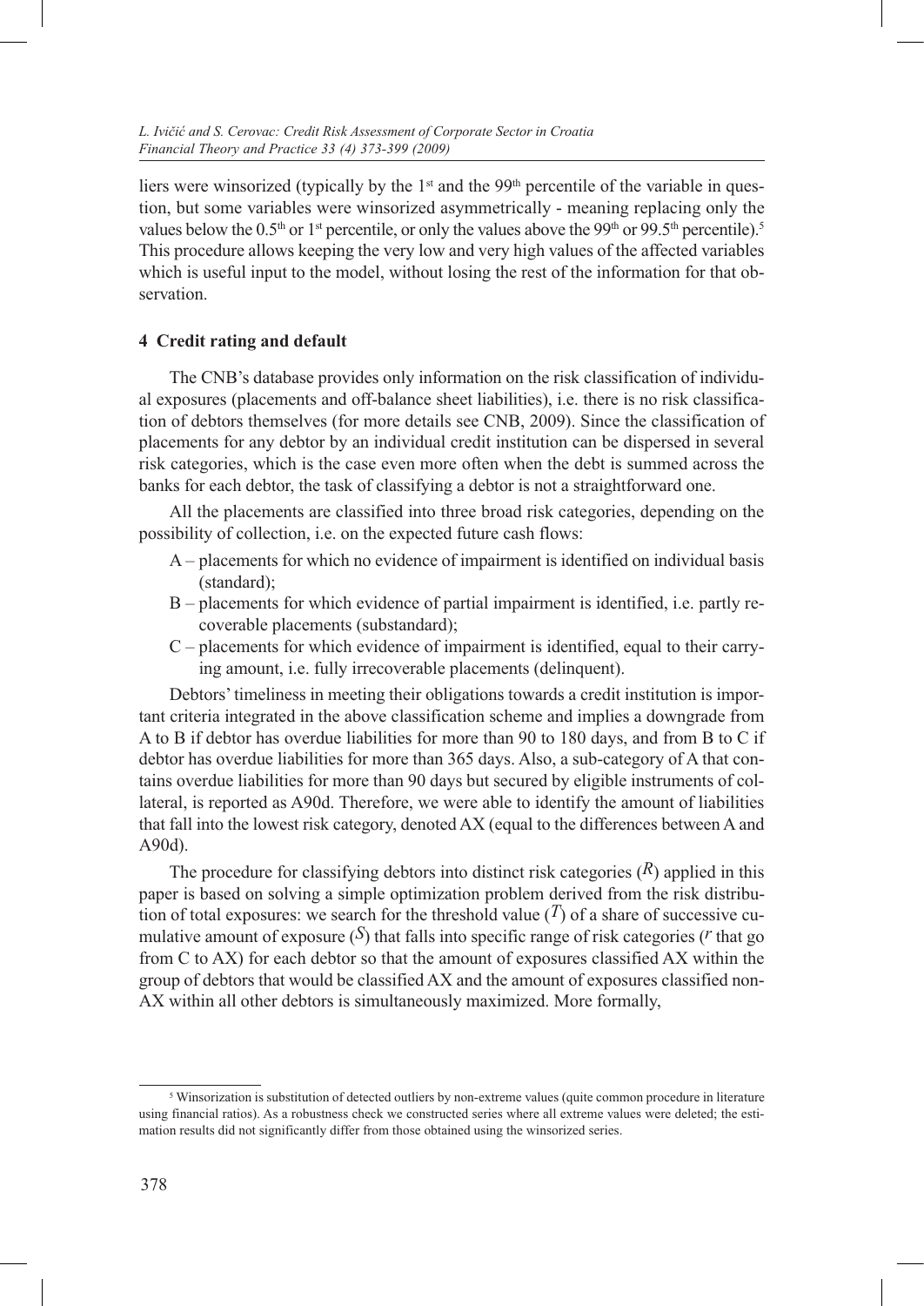liers were winsorized (typically by the 1st and the 99th percentile of the variable in question, but some variables were winsorized asymmetrically - meaning replacing only the values below the 0.5th or 1st percentile, or only the values above the 99th or 99.5th percentile).[5] This procedure allows keeping the very low and very high values of the affected variables which is useful input to the model, without losing the rest of the information for that observation.

## 4 Credit rating and default

The CNB's database provides only information on the risk classification of individual exposures (placements and off-balance sheet liabilities), i.e. there is no risk classification of debtors themselves (for more details see CNB, 2009). Since the classification of placements for any debtor by an individual credit institution can be dispersed in several risk categories, which is the case even more often when the debt is summed across the banks for each debtor, the task of classifying a debtor is not a straightforward one.

All the placements are classified into three broad risk categories, depending on the possibility of collection, i.e. on the expected future cash flows:

- A – placements for which no evidence of impairment is identified on individual basis (standard);
- B – placements for which evidence of partial impairment is identified, i.e. partly recoverable placements (substandard);
- C – placements for which evidence of impairment is identified, equal to their carrying amount, i.e. fully irrecoverable placements (delinquent).

Debtors' timeliness in meeting their obligations towards a credit institution is important criteria integrated in the above classification scheme and implies a downgrade from A to B if debtor has overdue liabilities for more than 90 to 180 days, and from B to C if debtor has overdue liabilities for more than 365 days. Also, a sub-category of A that contains overdue liabilities for more than 90 days but secured by eligible instruments of collateral, is reported as A90d. Therefore, we were able to identify the amount of liabilities that fall into the lowest risk category, denoted AX (equal to the differences between A and A90d).

The procedure for classifying debtors into distinct risk categories ($R$) applied in this paper is based on solving a simple optimization problem derived from the risk distribution of total exposures: we search for the threshold value ($T$) of a share of successive cumulative amount of exposure ($S$) that falls into specific range of risk categories ($r$ that go from C to AX) for each debtor so that the amount of exposures classified AX within the group of debtors that would be classified AX and the amount of exposures classified non-AX within all other debtors is simultaneously maximized. More formally,

[5] Winsorization is substitution of detected outliers by non-extreme values (quite common procedure in literature using financial ratios). As a robustness check we constructed series where all extreme values were deleted; the estimation results did not significantly differ from those obtained using the winsorized series.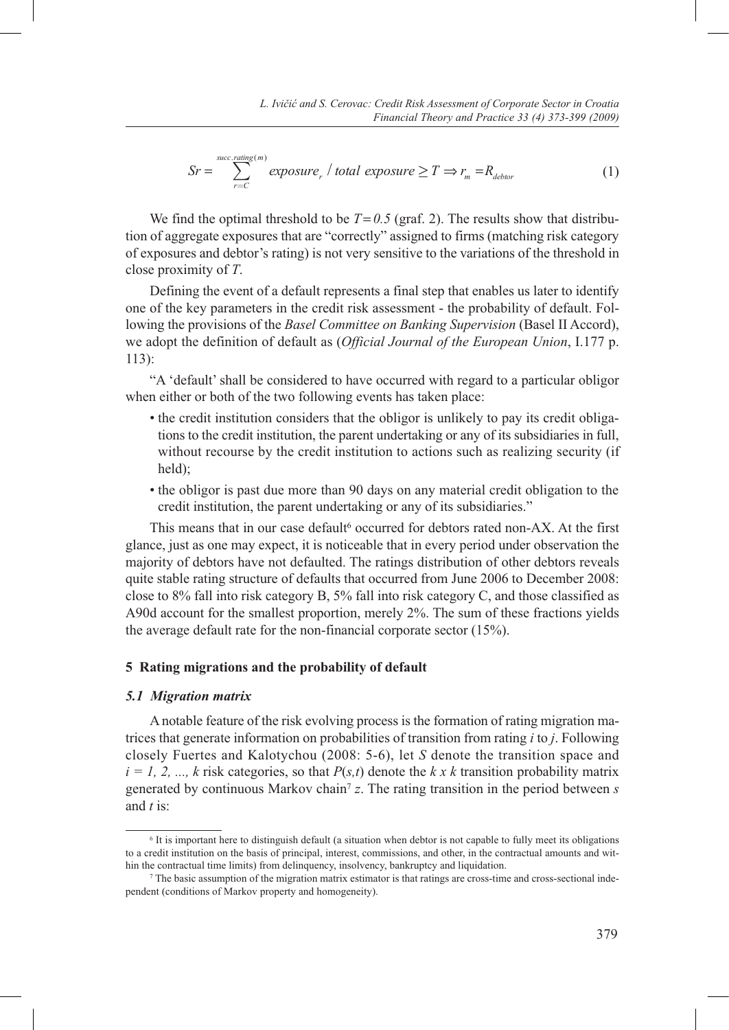$$Sr = \sum_{r=C}^{succ.rating(m)} exposure_r \ / \ total\ exposure \geq T \Rightarrow r_m = R_{debtor} \tag{1}$$

We find the optimal threshold to be $T = 0.5$ (graf. 2). The results show that distribution of aggregate exposures that are "correctly" assigned to firms (matching risk category of exposures and debtor's rating) is not very sensitive to the variations of the threshold in close proximity of $T$.

Defining the event of a default represents a final step that enables us later to identify one of the key parameters in the credit risk assessment - the probability of default. Following the provisions of the *Basel Committee on Banking Supervision* (Basel II Accord), we adopt the definition of default as (*Official Journal of the European Union*, I.177 p. 113):

"A 'default' shall be considered to have occurred with regard to a particular obligor when either or both of the two following events has taken place:

- the credit institution considers that the obligor is unlikely to pay its credit obligations to the credit institution, the parent undertaking or any of its subsidiaries in full, without recourse by the credit institution to actions such as realizing security (if held);
- the obligor is past due more than 90 days on any material credit obligation to the credit institution, the parent undertaking or any of its subsidiaries."

This means that in our case default[6] occurred for debtors rated non-AX. At the first glance, just as one may expect, it is noticeable that in every period under observation the majority of debtors have not defaulted. The ratings distribution of other debtors reveals quite stable rating structure of defaults that occurred from June 2006 to December 2008: close to 8% fall into risk category B, 5% fall into risk category C, and those classified as A90d account for the smallest proportion, merely 2%. The sum of these fractions yields the average default rate for the non-financial corporate sector (15%).

## 5 Rating migrations and the probability of default

### *5.1 Migration matrix*

A notable feature of the risk evolving process is the formation of rating migration matrices that generate information on probabilities of transition from rating $i$ to $j$. Following closely Fuertes and Kalotychou (2008: 5-6), let $S$ denote the transition space and $i = 1, 2, ..., k$ risk categories, so that $P(s,t)$ denote the $k \times k$ transition probability matrix generated by continuous Markov chain[7] $z$. The rating transition in the period between $s$ and $t$ is:

---

[6] It is important here to distinguish default (a situation when debtor is not capable to fully meet its obligations to a credit institution on the basis of principal, interest, commissions, and other, in the contractual amounts and within the contractual time limits) from delinquency, insolvency, bankruptcy and liquidation.

[7] The basic assumption of the migration matrix estimator is that ratings are cross-time and cross-sectional independent (conditions of Markov property and homogeneity).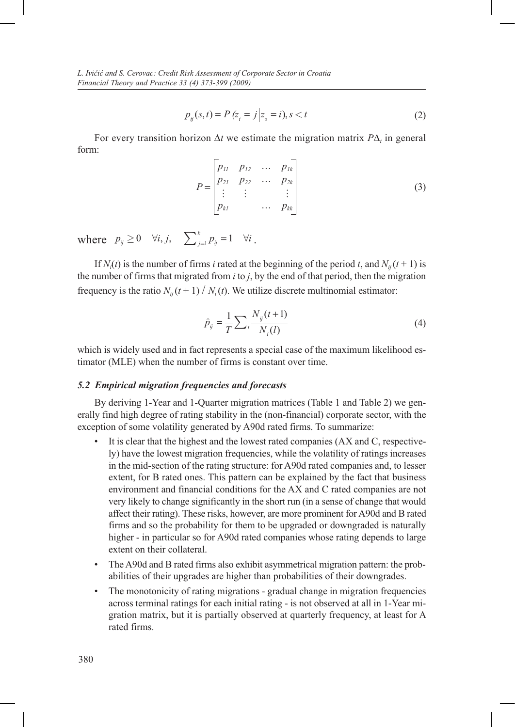$$p_{ij}(s,t) = P(z_t = j | z_s = i), s < t \tag{2}$$

For every transition horizon $\Delta t$ we estimate the migration matrix $P\Delta_t$ in general form:

$$P = \begin{bmatrix} p_{11} & p_{12} & \cdots & p_{1k} \\ p_{21} & p_{22} & \cdots & p_{2k} \\ \vdots & \vdots & & \vdots \\ p_{k1} & & \cdots & p_{kk} \end{bmatrix} \tag{3}$$

where $p_{ij} \geq 0 \quad \forall i, j, \quad \sum_{j=1}^{k} p_{ij} = 1 \quad \forall i$.

If $N_i(t)$ is the number of firms $i$ rated at the beginning of the period $t$, and $N_{ij}(t+1)$ is the number of firms that migrated from $i$ to $j$, by the end of that period, then the migration frequency is the ratio $N_{ij}(t+1) / N_i(t)$. We utilize discrete multinomial estimator:

$$\hat{p}_{ij} = \frac{1}{T} \sum_t \frac{N_{ij}(t+1)}{N_i(l)} \tag{4}$$

which is widely used and in fact represents a special case of the maximum likelihood estimator (MLE) when the number of firms is constant over time.

### *5.2 Empirical migration frequencies and forecasts*

By deriving 1-Year and 1-Quarter migration matrices (Table 1 and Table 2) we generally find high degree of rating stability in the (non-financial) corporate sector, with the exception of some volatility generated by A90d rated firms. To summarize:

- It is clear that the highest and the lowest rated companies (AX and C, respectively) have the lowest migration frequencies, while the volatility of ratings increases in the mid-section of the rating structure: for A90d rated companies and, to lesser extent, for B rated ones. This pattern can be explained by the fact that business environment and financial conditions for the AX and C rated companies are not very likely to change significantly in the short run (in a sense of change that would affect their rating). These risks, however, are more prominent for A90d and B rated firms and so the probability for them to be upgraded or downgraded is naturally higher - in particular so for A90d rated companies whose rating depends to large extent on their collateral.
- The A90d and B rated firms also exhibit asymmetrical migration pattern: the probabilities of their upgrades are higher than probabilities of their downgrades.
- The monotonicity of rating migrations - gradual change in migration frequencies across terminal ratings for each initial rating - is not observed at all in 1-Year migration matrix, but it is partially observed at quarterly frequency, at least for A rated firms.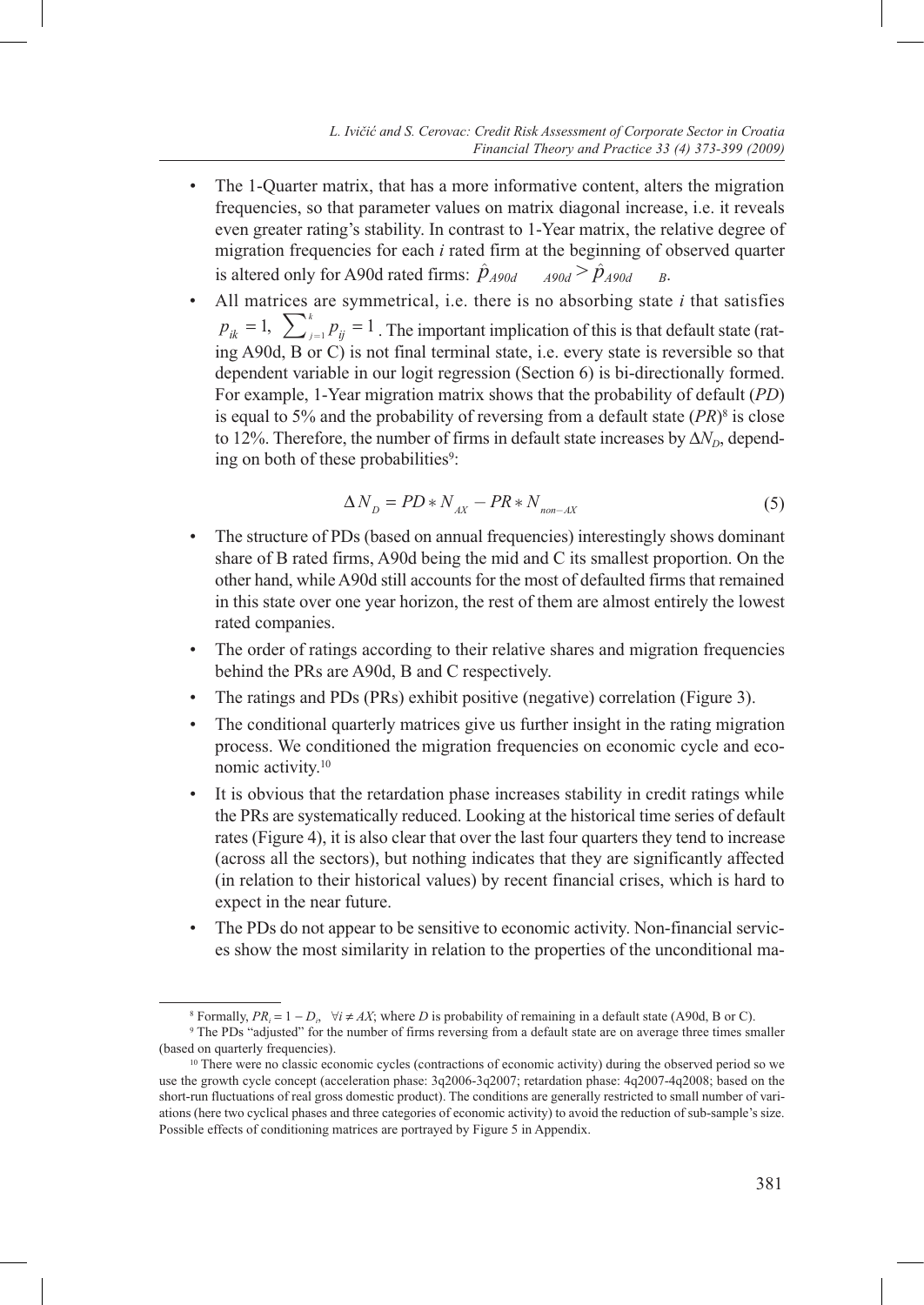- The 1-Quarter matrix, that has a more informative content, alters the migration frequencies, so that parameter values on matrix diagonal increase, i.e. it reveals even greater rating's stability. In contrast to 1-Year matrix, the relative degree of migration frequencies for each *i* rated firm at the beginning of observed quarter is altered only for A90d rated firms: $\hat{p}_{A90d \quad A90d} > \hat{p}_{A90d \quad B}$.
- All matrices are symmetrical, i.e. there is no absorbing state *i* that satisfies $p_{ik} = 1, \ \sum_{j=1}^{k} p_{ij} = 1$. The important implication of this is that default state (rating A90d, B or C) is not final terminal state, i.e. every state is reversible so that dependent variable in our logit regression (Section 6) is bi-directionally formed. For example, 1-Year migration matrix shows that the probability of default (*PD*) is equal to 5% and the probability of reversing from a default state (*PR*)[8] is close to 12%. Therefore, the number of firms in default state increases by $\Delta N_D$, depending on both of these probabilities[9]:

$$\Delta N_D = PD * N_{AX} - PR * N_{non-AX} \tag{5}$$

- The structure of PDs (based on annual frequencies) interestingly shows dominant share of B rated firms, A90d being the mid and C its smallest proportion. On the other hand, while A90d still accounts for the most of defaulted firms that remained in this state over one year horizon, the rest of them are almost entirely the lowest rated companies.
- The order of ratings according to their relative shares and migration frequencies behind the PRs are A90d, B and C respectively.
- The ratings and PDs (PRs) exhibit positive (negative) correlation (Figure 3).
- The conditional quarterly matrices give us further insight in the rating migration process. We conditioned the migration frequencies on economic cycle and economic activity.[10]
- It is obvious that the retardation phase increases stability in credit ratings while the PRs are systematically reduced. Looking at the historical time series of default rates (Figure 4), it is also clear that over the last four quarters they tend to increase (across all the sectors), but nothing indicates that they are significantly affected (in relation to their historical values) by recent financial crises, which is hard to expect in the near future.
- The PDs do not appear to be sensitive to economic activity. Non-financial services show the most similarity in relation to the properties of the unconditional ma-

---

[8] Formally, $PR_i = 1 - D_i, \ \ \forall i \neq AX$; where *D* is probability of remaining in a default state (A90d, B or C).

[9] The PDs "adjusted" for the number of firms reversing from a default state are on average three times smaller (based on quarterly frequencies).

[10] There were no classic economic cycles (contractions of economic activity) during the observed period so we use the growth cycle concept (acceleration phase: 3q2006-3q2007; retardation phase: 4q2007-4q2008; based on the short-run fluctuations of real gross domestic product). The conditions are generally restricted to small number of variations (here two cyclical phases and three categories of economic activity) to avoid the reduction of sub-sample's size. Possible effects of conditioning matrices are portrayed by Figure 5 in Appendix.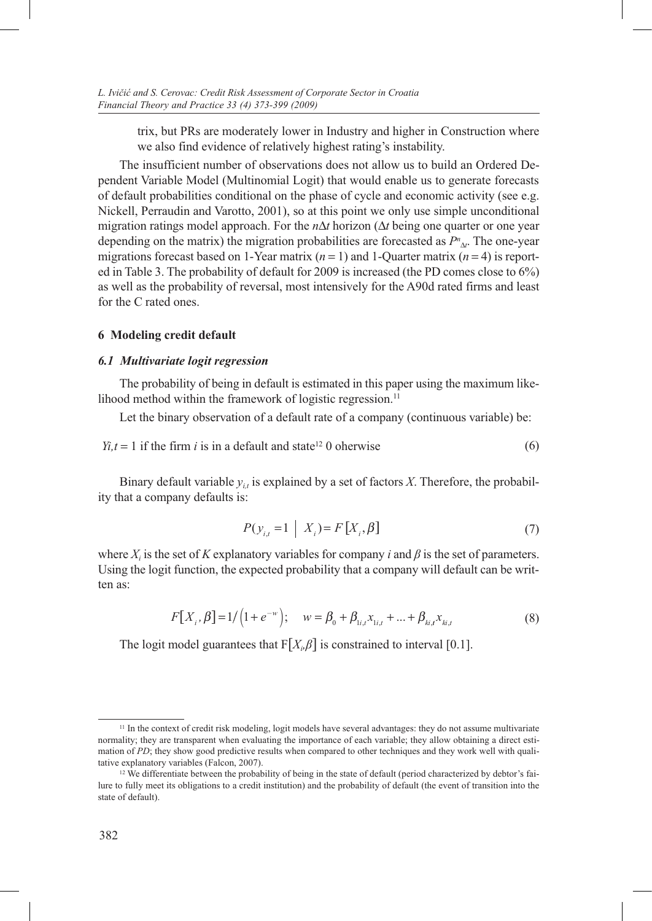trix, but PRs are moderately lower in Industry and higher in Construction where we also find evidence of relatively highest rating's instability.

The insufficient number of observations does not allow us to build an Ordered Dependent Variable Model (Multinomial Logit) that would enable us to generate forecasts of default probabilities conditional on the phase of cycle and economic activity (see e.g. Nickell, Perraudin and Varotto, 2001), so at this point we only use simple unconditional migration ratings model approach. For the $n\Delta t$ horizon ($\Delta t$ being one quarter or one year depending on the matrix) the migration probabilities are forecasted as $P^n_{\Delta t}$. The one-year migrations forecast based on 1-Year matrix ($n = 1$) and 1-Quarter matrix ($n = 4$) is reported in Table 3. The probability of default for 2009 is increased (the PD comes close to 6%) as well as the probability of reversal, most intensively for the A90d rated firms and least for the C rated ones.

## 6 Modeling credit default

### *6.1 Multivariate logit regression*

The probability of being in default is estimated in this paper using the maximum likelihood method within the framework of logistic regression.[11]

Let the binary observation of a default rate of a company (continuous variable) be:

$Yi,t = 1$ if the firm $i$ is in a default and state[12] 0 oherwise (6)

Binary default variable $y_{i,t}$ is explained by a set of factors $X$. Therefore, the probability that a company defaults is:

$$P(y_{i,t} = 1 \mid X_i) = F[X_i, \beta] \tag{7}$$

where $X_i$ is the set of $K$ explanatory variables for company $i$ and $\beta$ is the set of parameters. Using the logit function, the expected probability that a company will default can be written as:

$$F[X_i, \beta] = 1/\left(1 + e^{-w}\right); \quad w = \beta_0 + \beta_{1i,t} x_{1i,t} + \ldots + \beta_{ki,t} x_{ki,t} \tag{8}$$

The logit model guarantees that $F[X_i,\beta]$ is constrained to interval [0.1].

[11] In the context of credit risk modeling, logit models have several advantages: they do not assume multivariate normality; they are transparent when evaluating the importance of each variable; they allow obtaining a direct estimation of *PD*; they show good predictive results when compared to other techniques and they work well with qualitative explanatory variables (Falcon, 2007).

[12] We differentiate between the probability of being in the state of default (period characterized by debtor's failure to fully meet its obligations to a credit institution) and the probability of default (the event of transition into the state of default).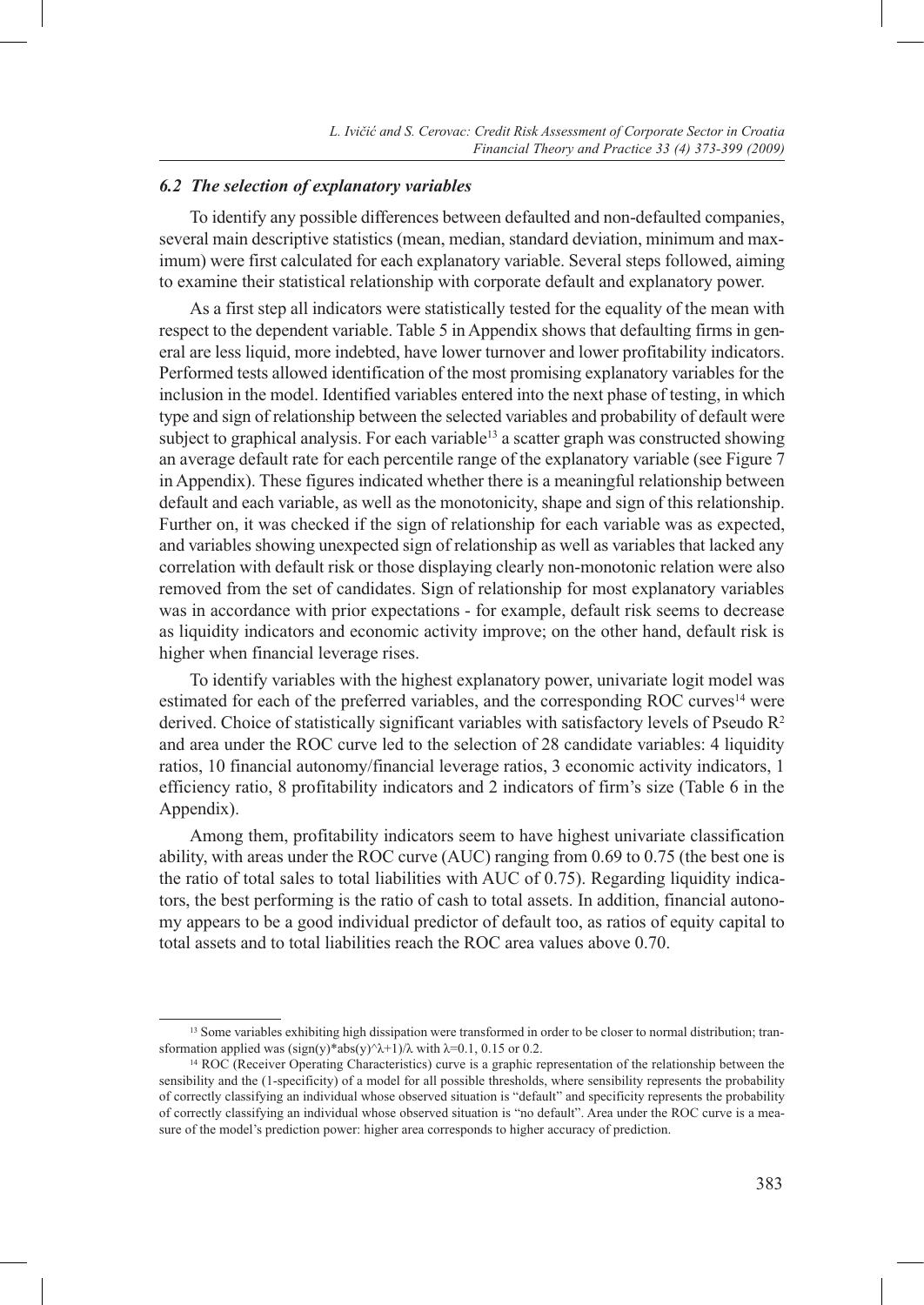### *6.2 The selection of explanatory variables*

To identify any possible differences between defaulted and non-defaulted companies, several main descriptive statistics (mean, median, standard deviation, minimum and maximum) were first calculated for each explanatory variable. Several steps followed, aiming to examine their statistical relationship with corporate default and explanatory power.

As a first step all indicators were statistically tested for the equality of the mean with respect to the dependent variable. Table 5 in Appendix shows that defaulting firms in general are less liquid, more indebted, have lower turnover and lower profitability indicators. Performed tests allowed identification of the most promising explanatory variables for the inclusion in the model. Identified variables entered into the next phase of testing, in which type and sign of relationship between the selected variables and probability of default were subject to graphical analysis. For each variable[13] a scatter graph was constructed showing an average default rate for each percentile range of the explanatory variable (see Figure 7 in Appendix). These figures indicated whether there is a meaningful relationship between default and each variable, as well as the monotonicity, shape and sign of this relationship. Further on, it was checked if the sign of relationship for each variable was as expected, and variables showing unexpected sign of relationship as well as variables that lacked any correlation with default risk or those displaying clearly non-monotonic relation were also removed from the set of candidates. Sign of relationship for most explanatory variables was in accordance with prior expectations - for example, default risk seems to decrease as liquidity indicators and economic activity improve; on the other hand, default risk is higher when financial leverage rises.

To identify variables with the highest explanatory power, univariate logit model was estimated for each of the preferred variables, and the corresponding ROC curves[14] were derived. Choice of statistically significant variables with satisfactory levels of Pseudo $R^2$ and area under the ROC curve led to the selection of 28 candidate variables: 4 liquidity ratios, 10 financial autonomy/financial leverage ratios, 3 economic activity indicators, 1 efficiency ratio, 8 profitability indicators and 2 indicators of firm's size (Table 6 in the Appendix).

Among them, profitability indicators seem to have highest univariate classification ability, with areas under the ROC curve (AUC) ranging from 0.69 to 0.75 (the best one is the ratio of total sales to total liabilities with AUC of 0.75). Regarding liquidity indicators, the best performing is the ratio of cash to total assets. In addition, financial autonomy appears to be a good individual predictor of default too, as ratios of equity capital to total assets and to total liabilities reach the ROC area values above 0.70.

---

[13] Some variables exhibiting high dissipation were transformed in order to be closer to normal distribution; transformation applied was $(\text{sign}(y)*\text{abs}(y)^{\lambda}+1)/\lambda$ with $\lambda$=0.1, 0.15 or 0.2.

[14] ROC (Receiver Operating Characteristics) curve is a graphic representation of the relationship between the sensibility and the (1-specificity) of a model for all possible thresholds, where sensibility represents the probability of correctly classifying an individual whose observed situation is "default" and specificity represents the probability of correctly classifying an individual whose observed situation is "no default". Area under the ROC curve is a measure of the model's prediction power: higher area corresponds to higher accuracy of prediction.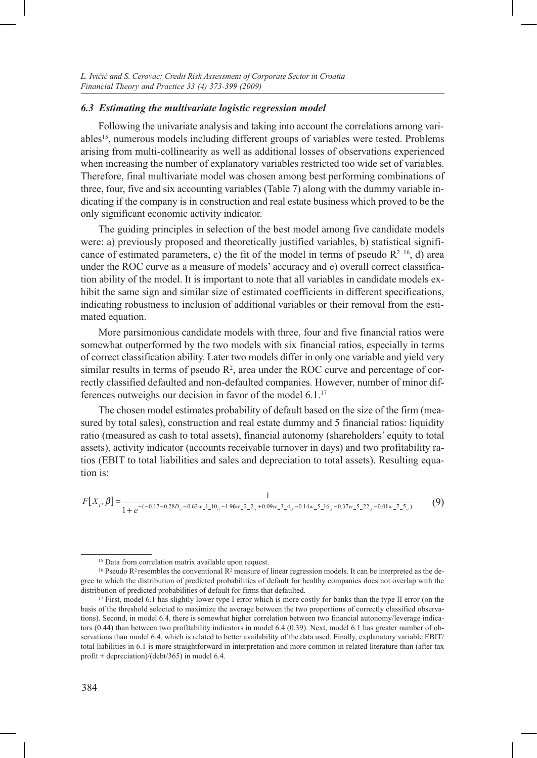### *6.3 Estimating the multivariate logistic regression model*

Following the univariate analysis and taking into account the correlations among variables[15], numerous models including different groups of variables were tested. Problems arising from multi-collinearity as well as additional losses of observations experienced when increasing the number of explanatory variables restricted too wide set of variables. Therefore, final multivariate model was chosen among best performing combinations of three, four, five and six accounting variables (Table 7) along with the dummy variable indicating if the company is in construction and real estate business which proved to be the only significant economic activity indicator.

The guiding principles in selection of the best model among five candidate models were: a) previously proposed and theoretically justified variables, b) statistical significance of estimated parameters, c) the fit of the model in terms of pseudo $R^2$ [16], d) area under the ROC curve as a measure of models' accuracy and e) overall correct classification ability of the model. It is important to note that all variables in candidate models exhibit the same sign and similar size of estimated coefficients in different specifications, indicating robustness to inclusion of additional variables or their removal from the estimated equation.

More parsimonious candidate models with three, four and five financial ratios were somewhat outperformed by the two models with six financial ratios, especially in terms of correct classification ability. Later two models differ in only one variable and yield very similar results in terms of pseudo $R^2$, area under the ROC curve and percentage of correctly classified defaulted and non-defaulted companies. However, number of minor differences outweighs our decision in favor of the model 6.1.[17]

The chosen model estimates probability of default based on the size of the firm (measured by total sales), construction and real estate dummy and 5 financial ratios: liquidity ratio (measured as cash to total assets), financial autonomy (shareholders' equity to total assets), activity indicator (accounts receivable turnover in days) and two profitability ratios (EBIT to total liabilities and sales and depreciation to total assets). Resulting equation is:

$$F[X_i, \beta] = \frac{1}{1 + e^{-(-0.17 - 0.28D_{i,t} - 0.63w\_1\_10_{i,t} - 1.96w\_2\_2_{i,t} + 0.09w\_3\_4_{i,t} - 0.14w\_5\_16_{i,t} - 0.37w\_5\_22_{i,t} - 0.01w\_7\_5_{i,t})}} \quad (9)$$

---

[15] Data from correlation matrix available upon request.

[16] Pseudo $R^2$ resembles the conventional $R^2$ measure of linear regression models. It can be interpreted as the degree to which the distribution of predicted probabilities of default for healthy companies does not overlap with the distribution of predicted probabilities of default for firms that defaulted.

[17] First, model 6.1 has slightly lower type I error which is more costly for banks than the type II error (on the basis of the threshold selected to maximize the average between the two proportions of correctly classified observations). Second, in model 6.4, there is somewhat higher correlation between two financial autonomy/leverage indicators (0.44) than between two profitability indicators in model 6.4 (0.39). Next, model 6.1 has greater number of observations than model 6.4, which is related to better availability of the data used. Finally, explanatory variable EBIT/total liabilities in 6.1 is more straightforward in interpretation and more common in related literature than (after tax profit + depreciation)/(debt/365) in model 6.4.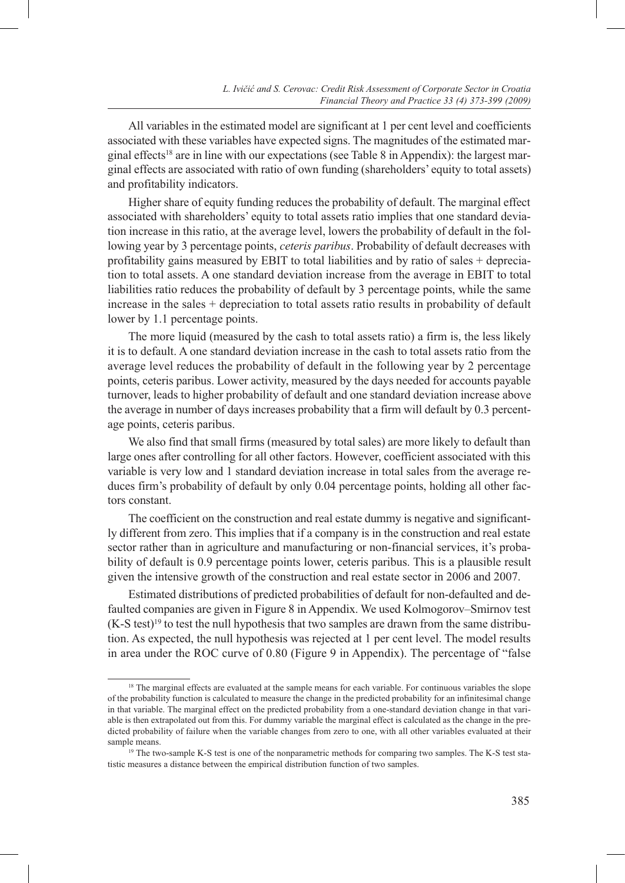All variables in the estimated model are significant at 1 per cent level and coefficients associated with these variables have expected signs. The magnitudes of the estimated marginal effects[18] are in line with our expectations (see Table 8 in Appendix): the largest marginal effects are associated with ratio of own funding (shareholders' equity to total assets) and profitability indicators.

Higher share of equity funding reduces the probability of default. The marginal effect associated with shareholders' equity to total assets ratio implies that one standard deviation increase in this ratio, at the average level, lowers the probability of default in the following year by 3 percentage points, *ceteris paribus*. Probability of default decreases with profitability gains measured by EBIT to total liabilities and by ratio of sales + depreciation to total assets. A one standard deviation increase from the average in EBIT to total liabilities ratio reduces the probability of default by 3 percentage points, while the same increase in the sales + depreciation to total assets ratio results in probability of default lower by 1.1 percentage points.

The more liquid (measured by the cash to total assets ratio) a firm is, the less likely it is to default. A one standard deviation increase in the cash to total assets ratio from the average level reduces the probability of default in the following year by 2 percentage points, ceteris paribus. Lower activity, measured by the days needed for accounts payable turnover, leads to higher probability of default and one standard deviation increase above the average in number of days increases probability that a firm will default by 0.3 percentage points, ceteris paribus.

We also find that small firms (measured by total sales) are more likely to default than large ones after controlling for all other factors. However, coefficient associated with this variable is very low and 1 standard deviation increase in total sales from the average reduces firm's probability of default by only 0.04 percentage points, holding all other factors constant.

The coefficient on the construction and real estate dummy is negative and significantly different from zero. This implies that if a company is in the construction and real estate sector rather than in agriculture and manufacturing or non-financial services, it's probability of default is 0.9 percentage points lower, ceteris paribus. This is a plausible result given the intensive growth of the construction and real estate sector in 2006 and 2007.

Estimated distributions of predicted probabilities of default for non-defaulted and defaulted companies are given in Figure 8 in Appendix. We used Kolmogorov–Smirnov test (K-S test)[19] to test the null hypothesis that two samples are drawn from the same distribution. As expected, the null hypothesis was rejected at 1 per cent level. The model results in area under the ROC curve of 0.80 (Figure 9 in Appendix). The percentage of "false

---

[18] The marginal effects are evaluated at the sample means for each variable. For continuous variables the slope of the probability function is calculated to measure the change in the predicted probability for an infinitesimal change in that variable. The marginal effect on the predicted probability from a one-standard deviation change in that variable is then extrapolated out from this. For dummy variable the marginal effect is calculated as the change in the predicted probability of failure when the variable changes from zero to one, with all other variables evaluated at their sample means.

[19] The two-sample K-S test is one of the nonparametric methods for comparing two samples. The K-S test statistic measures a distance between the empirical distribution function of two samples.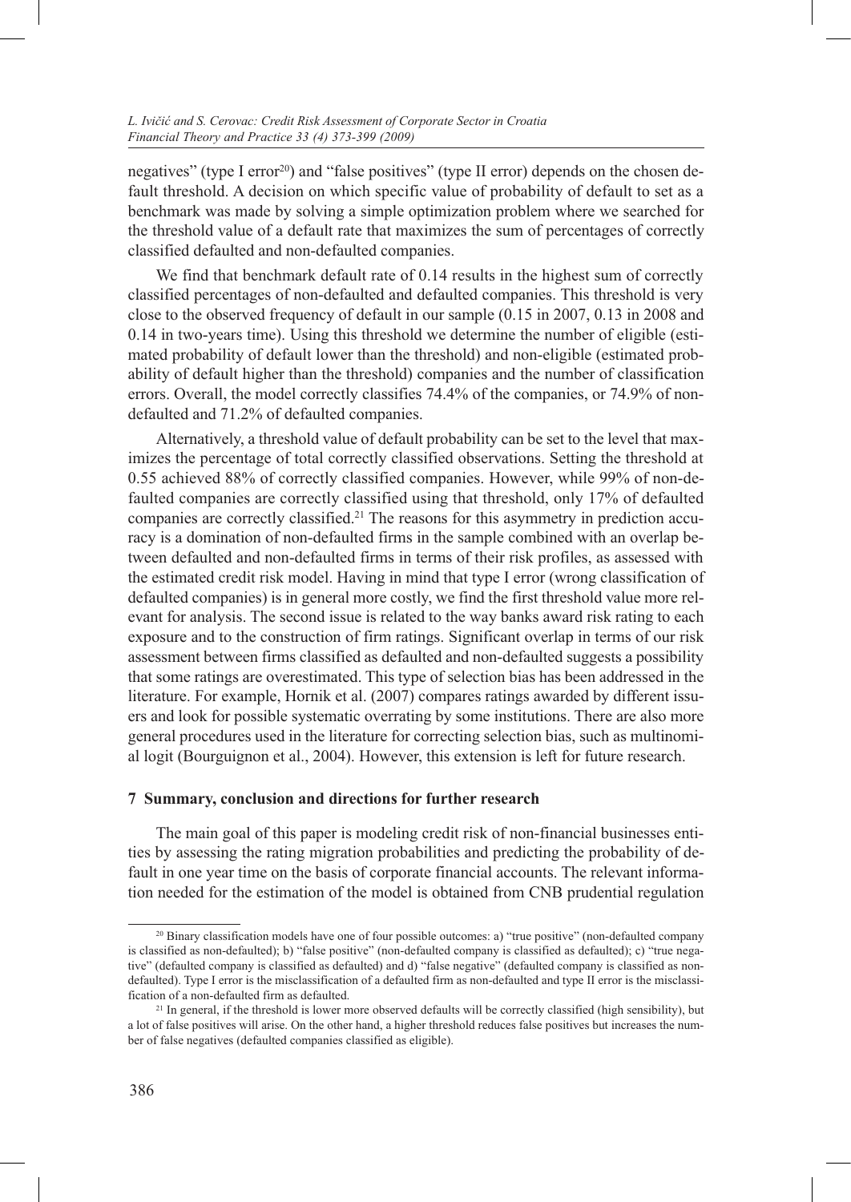negatives" (type I error[20]) and "false positives" (type II error) depends on the chosen default threshold. A decision on which specific value of probability of default to set as a benchmark was made by solving a simple optimization problem where we searched for the threshold value of a default rate that maximizes the sum of percentages of correctly classified defaulted and non-defaulted companies.

We find that benchmark default rate of 0.14 results in the highest sum of correctly classified percentages of non-defaulted and defaulted companies. This threshold is very close to the observed frequency of default in our sample (0.15 in 2007, 0.13 in 2008 and 0.14 in two-years time). Using this threshold we determine the number of eligible (estimated probability of default lower than the threshold) and non-eligible (estimated probability of default higher than the threshold) companies and the number of classification errors. Overall, the model correctly classifies 74.4% of the companies, or 74.9% of non-defaulted and 71.2% of defaulted companies.

Alternatively, a threshold value of default probability can be set to the level that maximizes the percentage of total correctly classified observations. Setting the threshold at 0.55 achieved 88% of correctly classified companies. However, while 99% of non-defaulted companies are correctly classified using that threshold, only 17% of defaulted companies are correctly classified.[21] The reasons for this asymmetry in prediction accuracy is a domination of non-defaulted firms in the sample combined with an overlap between defaulted and non-defaulted firms in terms of their risk profiles, as assessed with the estimated credit risk model. Having in mind that type I error (wrong classification of defaulted companies) is in general more costly, we find the first threshold value more relevant for analysis. The second issue is related to the way banks award risk rating to each exposure and to the construction of firm ratings. Significant overlap in terms of our risk assessment between firms classified as defaulted and non-defaulted suggests a possibility that some ratings are overestimated. This type of selection bias has been addressed in the literature. For example, Hornik et al. (2007) compares ratings awarded by different issuers and look for possible systematic overrating by some institutions. There are also more general procedures used in the literature for correcting selection bias, such as multinomial logit (Bourguignon et al., 2004). However, this extension is left for future research.

## 7 Summary, conclusion and directions for further research

The main goal of this paper is modeling credit risk of non-financial businesses entities by assessing the rating migration probabilities and predicting the probability of default in one year time on the basis of corporate financial accounts. The relevant information needed for the estimation of the model is obtained from CNB prudential regulation

---

[20] Binary classification models have one of four possible outcomes: a) "true positive" (non-defaulted company is classified as non-defaulted); b) "false positive" (non-defaulted company is classified as defaulted); c) "true negative" (defaulted company is classified as defaulted) and d) "false negative" (defaulted company is classified as non-defaulted). Type I error is the misclassification of a defaulted firm as non-defaulted and type II error is the misclassification of a non-defaulted firm as defaulted.

[21] In general, if the threshold is lower more observed defaults will be correctly classified (high sensibility), but a lot of false positives will arise. On the other hand, a higher threshold reduces false positives but increases the number of false negatives (defaulted companies classified as eligible).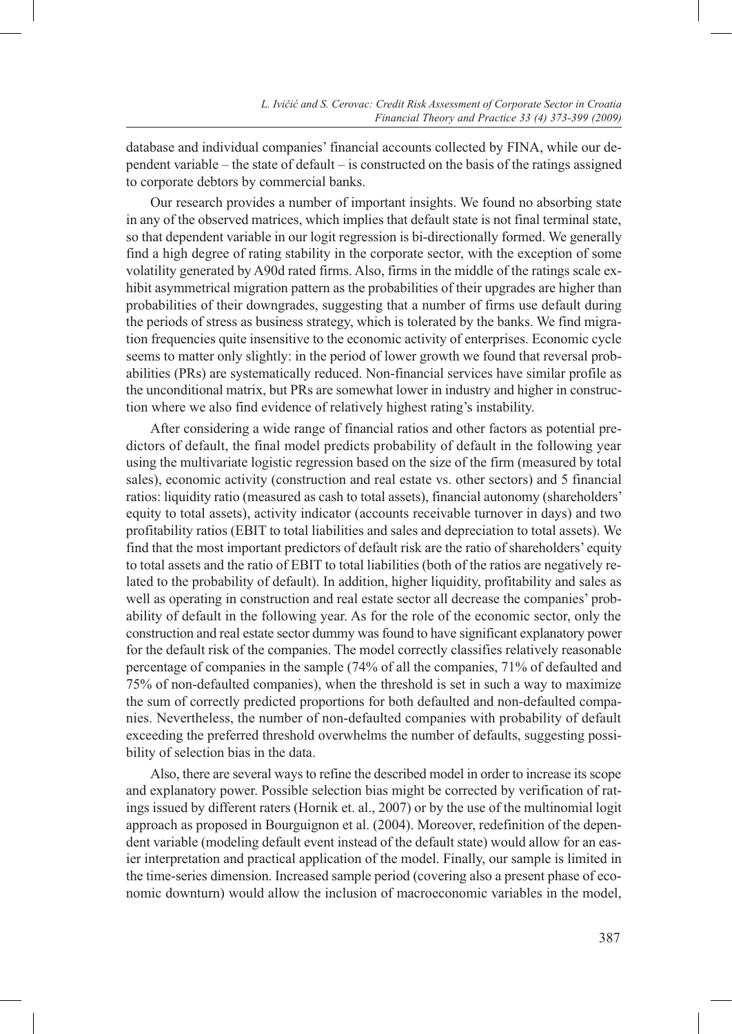database and individual companies' financial accounts collected by FINA, while our dependent variable – the state of default – is constructed on the basis of the ratings assigned to corporate debtors by commercial banks.

Our research provides a number of important insights. We found no absorbing state in any of the observed matrices, which implies that default state is not final terminal state, so that dependent variable in our logit regression is bi-directionally formed. We generally find a high degree of rating stability in the corporate sector, with the exception of some volatility generated by A90d rated firms. Also, firms in the middle of the ratings scale exhibit asymmetrical migration pattern as the probabilities of their upgrades are higher than probabilities of their downgrades, suggesting that a number of firms use default during the periods of stress as business strategy, which is tolerated by the banks. We find migration frequencies quite insensitive to the economic activity of enterprises. Economic cycle seems to matter only slightly: in the period of lower growth we found that reversal probabilities (PRs) are systematically reduced. Non-financial services have similar profile as the unconditional matrix, but PRs are somewhat lower in industry and higher in construction where we also find evidence of relatively highest rating's instability.

After considering a wide range of financial ratios and other factors as potential predictors of default, the final model predicts probability of default in the following year using the multivariate logistic regression based on the size of the firm (measured by total sales), economic activity (construction and real estate vs. other sectors) and 5 financial ratios: liquidity ratio (measured as cash to total assets), financial autonomy (shareholders' equity to total assets), activity indicator (accounts receivable turnover in days) and two profitability ratios (EBIT to total liabilities and sales and depreciation to total assets). We find that the most important predictors of default risk are the ratio of shareholders' equity to total assets and the ratio of EBIT to total liabilities (both of the ratios are negatively related to the probability of default). In addition, higher liquidity, profitability and sales as well as operating in construction and real estate sector all decrease the companies' probability of default in the following year. As for the role of the economic sector, only the construction and real estate sector dummy was found to have significant explanatory power for the default risk of the companies. The model correctly classifies relatively reasonable percentage of companies in the sample (74% of all the companies, 71% of defaulted and 75% of non-defaulted companies), when the threshold is set in such a way to maximize the sum of correctly predicted proportions for both defaulted and non-defaulted companies. Nevertheless, the number of non-defaulted companies with probability of default exceeding the preferred threshold overwhelms the number of defaults, suggesting possibility of selection bias in the data.

Also, there are several ways to refine the described model in order to increase its scope and explanatory power. Possible selection bias might be corrected by verification of ratings issued by different raters (Hornik et. al., 2007) or by the use of the multinomial logit approach as proposed in Bourguignon et al. (2004). Moreover, redefinition of the dependent variable (modeling default event instead of the default state) would allow for an easier interpretation and practical application of the model. Finally, our sample is limited in the time-series dimension. Increased sample period (covering also a present phase of economic downturn) would allow the inclusion of macroeconomic variables in the model,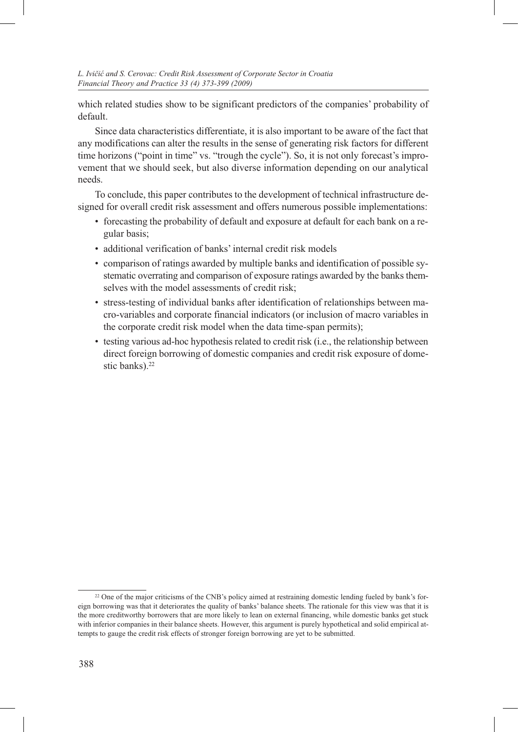which related studies show to be significant predictors of the companies' probability of default.

Since data characteristics differentiate, it is also important to be aware of the fact that any modifications can alter the results in the sense of generating risk factors for different time horizons ("point in time" vs. "trough the cycle"). So, it is not only forecast's improvement that we should seek, but also diverse information depending on our analytical needs.

To conclude, this paper contributes to the development of technical infrastructure designed for overall credit risk assessment and offers numerous possible implementations:

- forecasting the probability of default and exposure at default for each bank on a regular basis;
- additional verification of banks' internal credit risk models
- comparison of ratings awarded by multiple banks and identification of possible systematic overrating and comparison of exposure ratings awarded by the banks themselves with the model assessments of credit risk;
- stress-testing of individual banks after identification of relationships between macro-variables and corporate financial indicators (or inclusion of macro variables in the corporate credit risk model when the data time-span permits);
- testing various ad-hoc hypothesis related to credit risk (i.e., the relationship between direct foreign borrowing of domestic companies and credit risk exposure of domestic banks).[22]

---

[22] One of the major criticisms of the CNB's policy aimed at restraining domestic lending fueled by bank's foreign borrowing was that it deteriorates the quality of banks' balance sheets. The rationale for this view was that it is the more creditworthy borrowers that are more likely to lean on external financing, while domestic banks get stuck with inferior companies in their balance sheets. However, this argument is purely hypothetical and solid empirical attempts to gauge the credit risk effects of stronger foreign borrowing are yet to be submitted.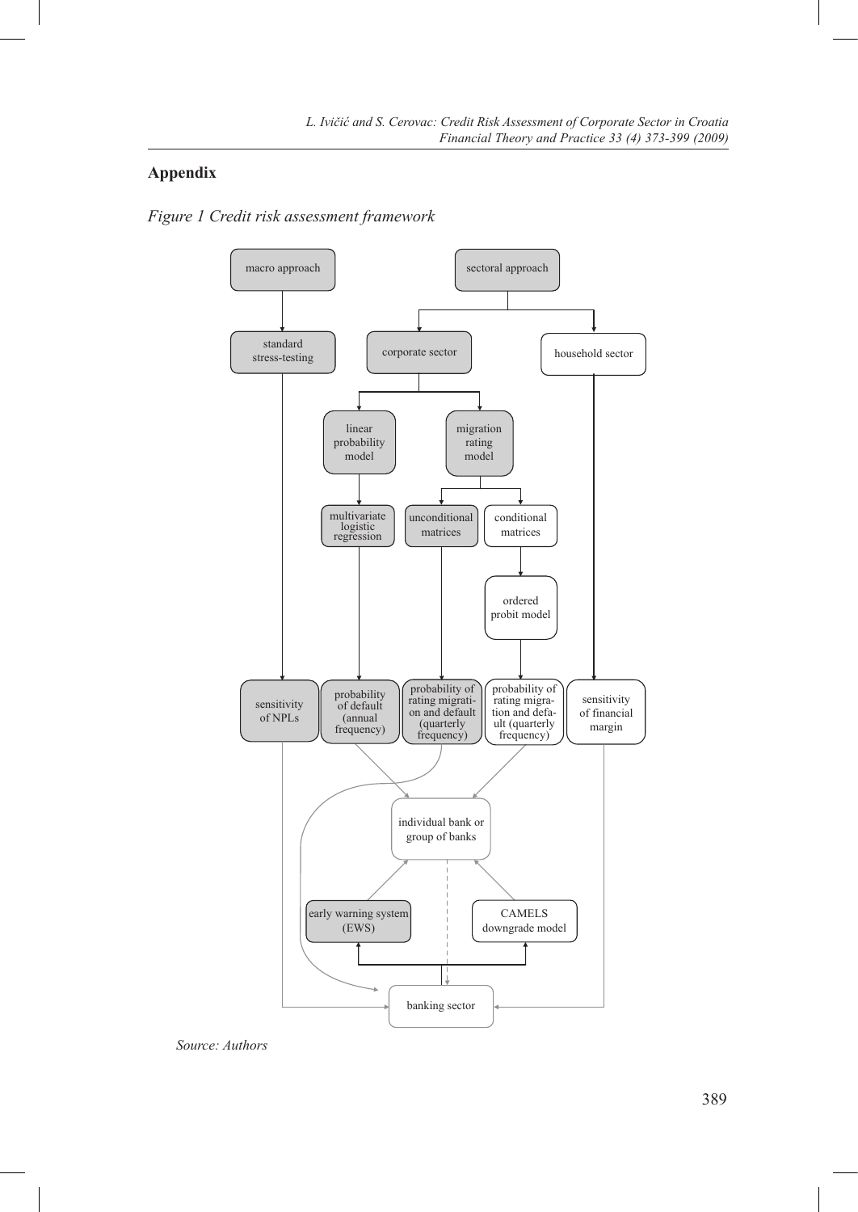## Appendix

*Figure 1 Credit risk assessment framework*

*Source: Authors*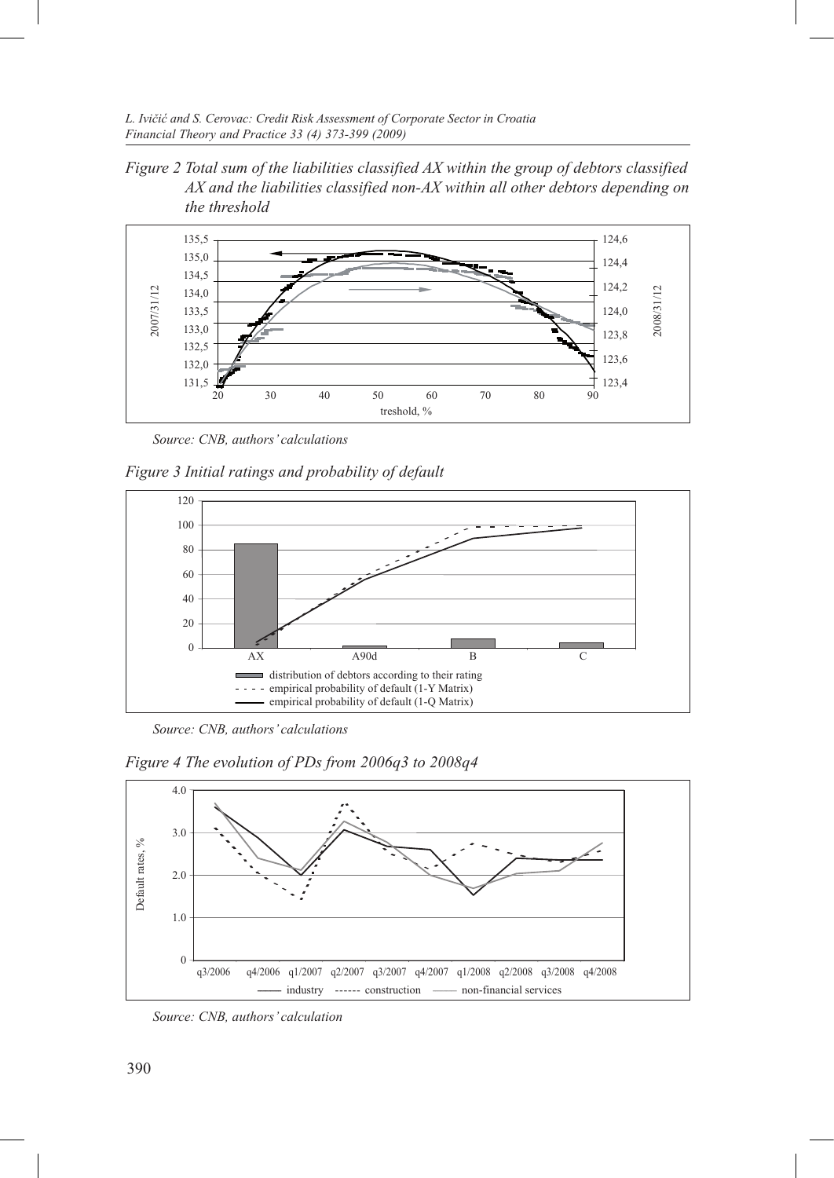*Figure 2 Total sum of the liabilities classified AX within the group of debtors classified AX and the liabilities classified non-AX within all other debtors depending on the threshold*

*Source: CNB, authors' calculations*

*Figure 3 Initial ratings and probability of default*

*Source: CNB, authors' calculations*

*Figure 4 The evolution of PDs from 2006q3 to 2008q4*

*Source: CNB, authors' calculation*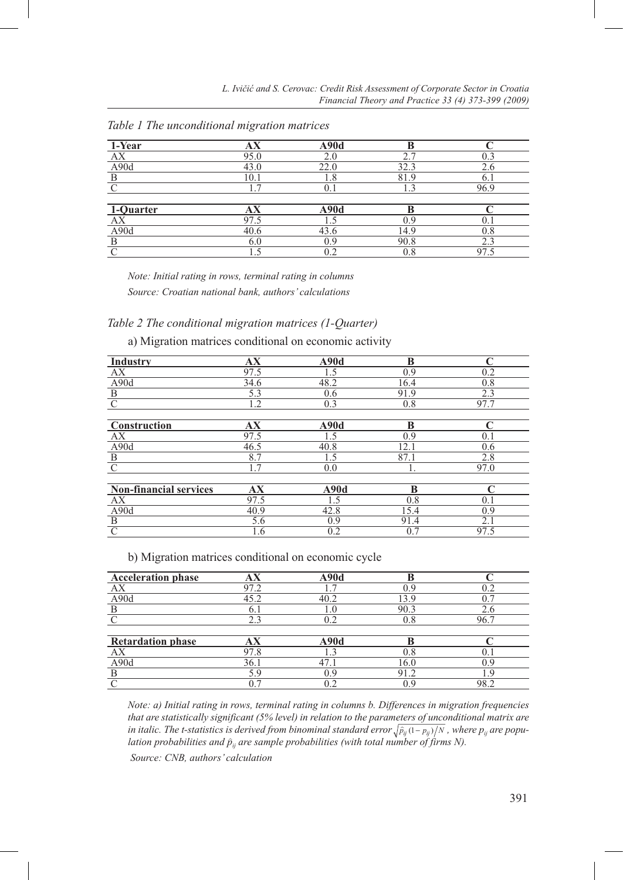*Table 1 The unconditional migration matrices*

| 1-Year | AX | A90d | B | C |
|---|---|---|---|---|
| AX | 95.0 | 2.0 | 2.7 | 0.3 |
| A90d | 43.0 | 22.0 | 32.3 | 2.6 |
| B | 10.1 | 1.8 | 81.9 | 6.1 |
| C | 1.7 | 0.1 | 1.3 | 96.9 |

| 1-Quarter | AX | A90d | B | C |
|---|---|---|---|---|
| AX | 97.5 | 1.5 | 0.9 | 0.1 |
| A90d | 40.6 | 43.6 | 14.9 | 0.8 |
| B | 6.0 | 0.9 | 90.8 | 2.3 |
| C | 1.5 | 0.2 | 0.8 | 97.5 |

*Note: Initial rating in rows, terminal rating in columns*

*Source: Croatian national bank, authors' calculations*

*Table 2 The conditional migration matrices (1-Quarter)*

a) Migration matrices conditional on economic activity

| Industry | AX | A90d | B | C |
|---|---|---|---|---|
| AX | 97.5 | 1.5 | 0.9 | 0.2 |
| A90d | 34.6 | 48.2 | 16.4 | 0.8 |
| B | 5.3 | 0.6 | 91.9 | 2.3 |
| C | 1.2 | 0.3 | 0.8 | 97.7 |

| Construction | AX | A90d | B | C |
|---|---|---|---|---|
| AX | 97.5 | 1.5 | 0.9 | 0.1 |
| A90d | 46.5 | 40.8 | 12.1 | 0.6 |
| B | 8.7 | 1.5 | 87.1 | 2.8 |
| C | 1.7 | 0.0 | 1. | 97.0 |

| Non-financial services | AX | A90d | B | C |
|---|---|---|---|---|
| AX | 97.5 | 1.5 | 0.8 | 0.1 |
| A90d | 40.9 | 42.8 | 15.4 | 0.9 |
| B | 5.6 | 0.9 | 91.4 | 2.1 |
| C | 1.6 | 0.2 | 0.7 | 97.5 |

b) Migration matrices conditional on economic cycle

| Acceleration phase | AX | A90d | B | C |
|---|---|---|---|---|
| AX | 97.2 | 1.7 | 0.9 | 0.2 |
| A90d | 45.2 | 40.2 | 13.9 | 0.7 |
| B | 6.1 | 1.0 | 90.3 | 2.6 |
| C | 2.3 | 0.2 | 0.8 | 96.7 |

| Retardation phase | AX | A90d | B | C |
|---|---|---|---|---|
| AX | 97.8 | 1.3 | 0.8 | 0.1 |
| A90d | 36.1 | 47.1 | 16.0 | 0.9 |
| B | 5.9 | 0.9 | 91.2 | 1.9 |
| C | 0.7 | 0.2 | 0.9 | 98.2 |

*Note: a) Initial rating in rows, terminal rating in columns b. Differences in migration frequencies that are statistically significant (5% level) in relation to the parameters of unconditional matrix are in italic. The t-statistics is derived from binominal standard error $\sqrt{\hat{p}_{ij}(1-p_{ij})/N}$, where $p_{ij}$ are population probabilities and $\hat{p}_{ij}$ are sample probabilities (with total number of firms N).*

*Source: CNB, authors' calculation*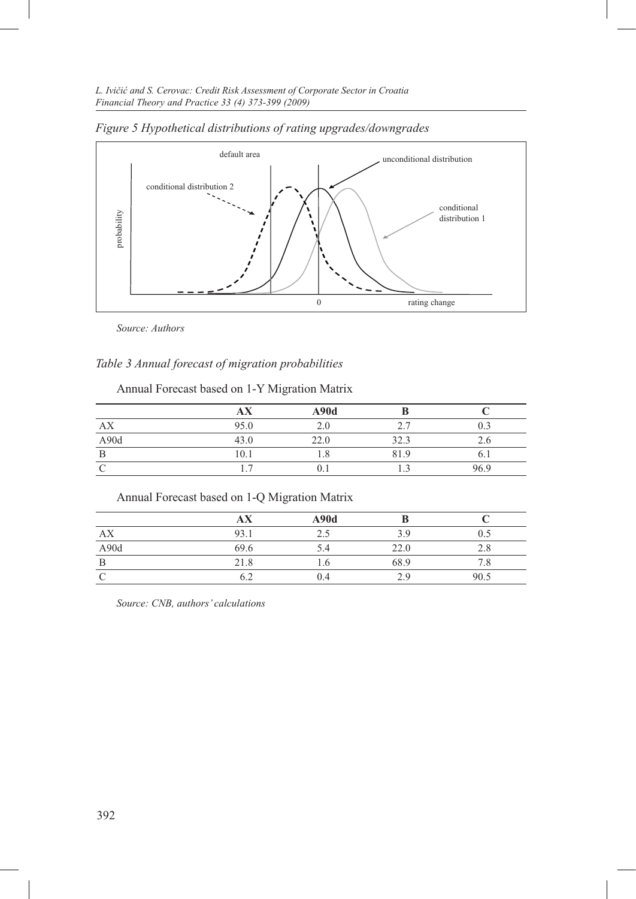*Figure 5 Hypothetical distributions of rating upgrades/downgrades*

*Source: Authors*

*Table 3 Annual forecast of migration probabilities*

Annual Forecast based on 1-Y Migration Matrix

| | AX | A90d | B | C |
|---|---|---|---|---|
| AX | 95.0 | 2.0 | 2.7 | 0.3 |
| A90d | 43.0 | 22.0 | 32.3 | 2.6 |
| B | 10.1 | 1.8 | 81.9 | 6.1 |
| C | 1.7 | 0.1 | 1.3 | 96.9 |

Annual Forecast based on 1-Q Migration Matrix

| | AX | A90d | B | C |
|---|---|---|---|---|
| AX | 93.1 | 2.5 | 3.9 | 0.5 |
| A90d | 69.6 | 5.4 | 22.0 | 2.8 |
| B | 21.8 | 1.6 | 68.9 | 7.8 |
| C | 6.2 | 0.4 | 2.9 | 90.5 |

*Source: CNB, authors' calculations*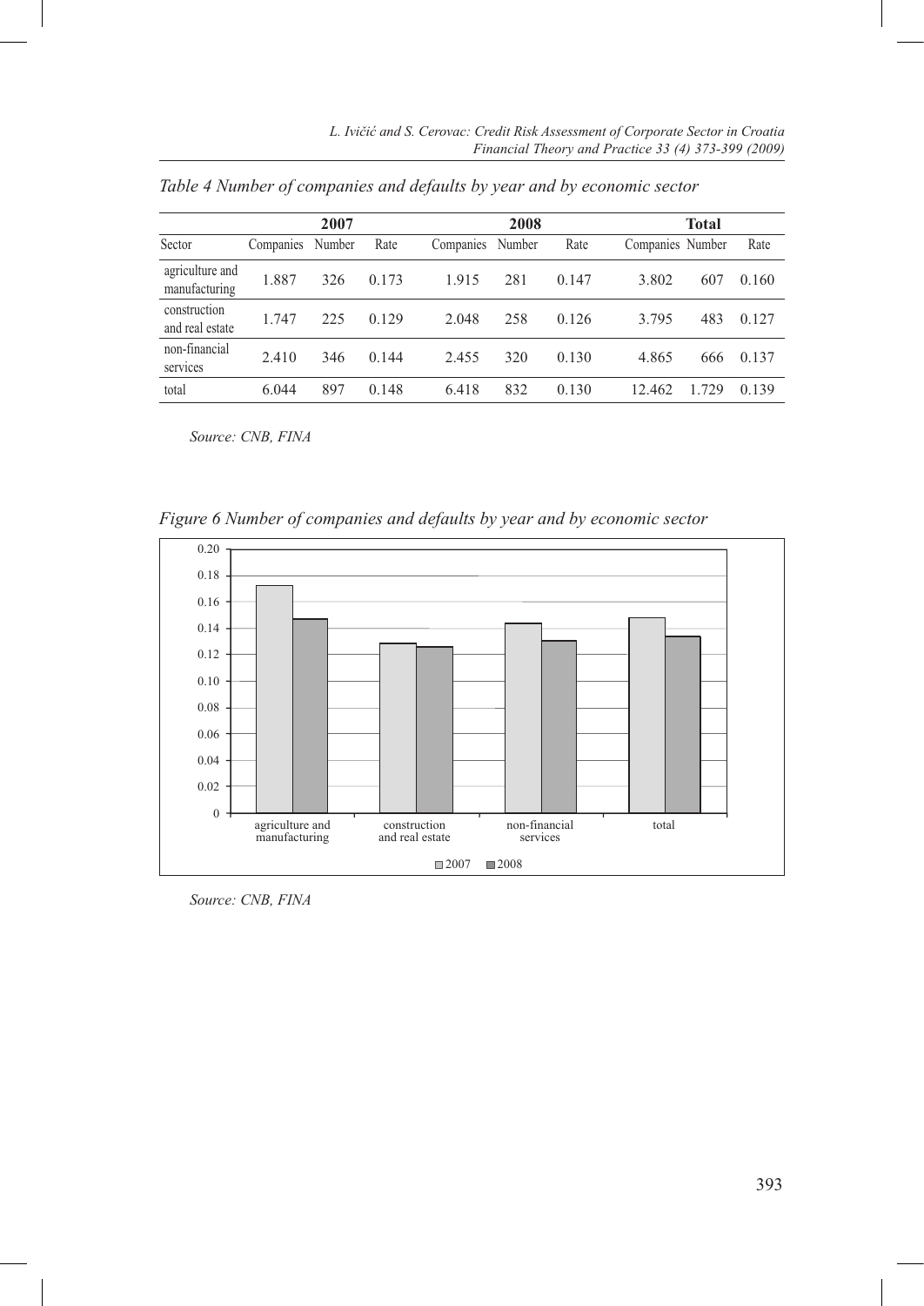*Table 4 Number of companies and defaults by year and by economic sector*

| | 2007 | | | 2008 | | | Total | | |
|---|---|---|---|---|---|---|---|---|---|
| Sector | Companies | Number | Rate | Companies | Number | Rate | Companies | Number | Rate |
| agriculture and manufacturing | 1.887 | 326 | 0.173 | 1.915 | 281 | 0.147 | 3.802 | 607 | 0.160 |
| construction and real estate | 1.747 | 225 | 0.129 | 2.048 | 258 | 0.126 | 3.795 | 483 | 0.127 |
| non-financial services | 2.410 | 346 | 0.144 | 2.455 | 320 | 0.130 | 4.865 | 666 | 0.137 |
| total | 6.044 | 897 | 0.148 | 6.418 | 832 | 0.130 | 12.462 | 1.729 | 0.139 |

*Source: CNB, FINA*

*Figure 6 Number of companies and defaults by year and by economic sector*

*Source: CNB, FINA*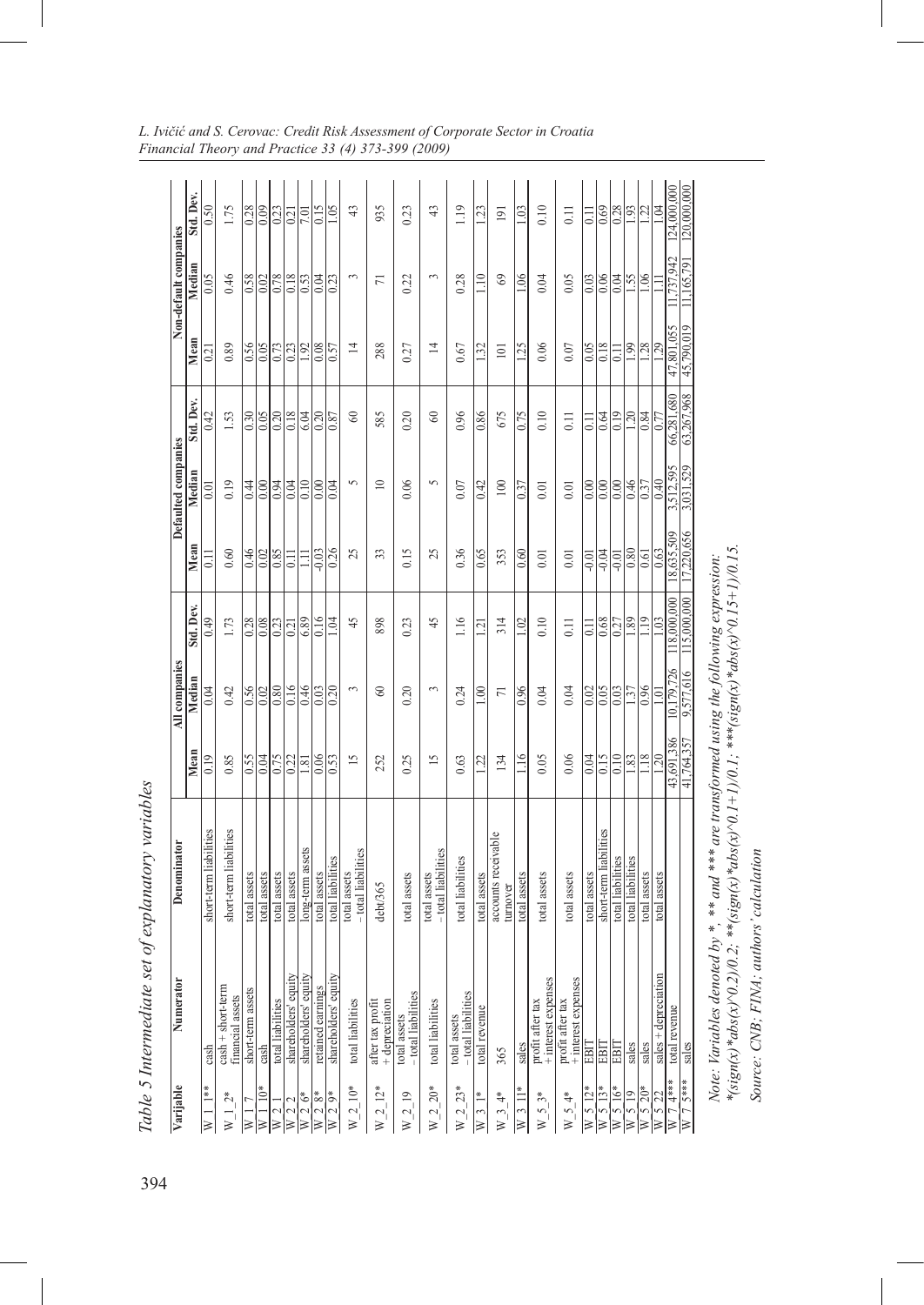*Table 5 Intermediate set of explanatory variables*

| Varijable | Numerator | Denominator | All companies | | | Defaulted companies | | | Non-default companies | | |
|---|---|---|---|---|---|---|---|---|---|---|---|
| | | | Mean | Median | Std. Dev. | Mean | Median | Std. Dev. | Mean | Median | Std. Dev. |
| W_1_1** | cash | short-term liabilities | 0.19 | 0.04 | 0.49 | 0.11 | 0.01 | 0.42 | 0.21 | 0.05 | 0.50 |
| W_1_2* | cash + short-term financial assets | short-term liabilities | 0.85 | 0.42 | 1.73 | 0.60 | 0.19 | 1.53 | 0.89 | 0.46 | 1.75 |
| W_1_7 | short-term assets | total assets | 0.55 | 0.56 | 0.28 | 0.46 | 0.44 | 0.30 | 0.56 | 0.58 | 0.28 |
| W_1_10* | cash | total assets | 0.04 | 0.02 | 0.08 | 0.02 | 0.00 | 0.05 | 0.05 | 0.02 | 0.09 |
| W_2_1 | total liabilities | total assets | 0.75 | 0.80 | 0.23 | 0.85 | 0.94 | 0.20 | 0.73 | 0.78 | 0.23 |
| W_2_2 | shareholders' equity | total assets | 0.22 | 0.16 | 0.21 | 0.11 | 0.04 | 0.18 | 0.23 | 0.18 | 0.21 |
| W_2_6* | shareholders' equity | long-term assets | 1.81 | 0.46 | 6.89 | 1.11 | 0.10 | 6.04 | 1.92 | 0.53 | 7.01 |
| W_2_8* | retained earnings | total assets | 0.06 | 0.03 | 0.16 | -0.03 | 0.00 | 0.20 | 0.08 | 0.04 | 0.15 |
| W_2_9* | shareholders' equity | total liabilities | 0.53 | 0.20 | 1.04 | 0.26 | 0.04 | 0.87 | 0.57 | 0.23 | 1.05 |
| W_2_10* | total liabilities | total assets – total liabilities | 15 | 3 | 45 | 25 | 5 | 60 | 14 | 3 | 43 |
| W_2_12* | after tax profit + depreciation | debt/365 | 252 | 60 | 898 | 33 | 10 | 585 | 288 | 71 | 935 |
| W_2_19 | total assets – total liabilities | total assets | 0.25 | 0.20 | 0.23 | 0.15 | 0.06 | 0.20 | 0.27 | 0.22 | 0.23 |
| W_2_20* | total liabilities | total assets – total liabilities | 15 | 3 | 45 | 25 | 5 | 60 | 14 | 3 | 43 |
| W_2_23* | total assets – total liabilities | total liabilities | 0.63 | 0.24 | 1.16 | 0.36 | 0.07 | 0.96 | 0.67 | 0.28 | 1.19 |
| W_3_1* | total revenue | total assets | 1.22 | 1.00 | 1.21 | 0.65 | 0.42 | 0.86 | 1.32 | 1.10 | 1.23 |
| W_3_4* | 365 | accounts receivable turnover | 134 | 71 | 314 | 353 | 100 | 675 | 101 | 69 | 191 |
| W_3_11* | sales | total assets | 1.16 | 0.96 | 1.02 | 0.60 | 0.37 | 0.75 | 1.25 | 1.06 | 1.03 |
| W_5_3* | profit after tax + interest expenses | total assets | 0.05 | 0.04 | 0.10 | 0.01 | 0.01 | 0.10 | 0.06 | 0.04 | 0.10 |
| W_5_4* | profit after tax + interest expenses | total assets | 0.06 | 0.04 | 0.11 | 0.01 | 0.01 | 0.11 | 0.07 | 0.05 | 0.11 |
| W_5_12* | EBIT | total assets | 0.04 | 0.02 | 0.11 | -0.01 | 0.00 | 0.11 | 0.05 | 0.03 | 0.11 |
| W_5_13* | EBIT | short-term liabilities | 0.15 | 0.05 | 0.68 | -0.04 | 0.00 | 0.64 | 0.18 | 0.06 | 0.69 |
| W_5_16* | EBIT | total liabilities | 0.10 | 0.03 | 0.27 | -0.01 | 0.00 | 0.19 | 0.11 | 0.04 | 0.28 |
| W_5_19 | sales | total liabilities | 1.83 | 1.37 | 1.89 | 0.80 | 0.46 | 1.20 | 1.99 | 1.55 | 1.93 |
| W_5_20* | sales | total assets | 1.18 | 0.96 | 1.19 | 0.61 | 0.37 | 0.84 | 1.28 | 1.06 | 1.22 |
| W_5_22 | sales + depreciation | total assets | 1.20 | 1.01 | 1.03 | 0.63 | 0.40 | 0.77 | 1.29 | 1.11 | 1.04 |
| W_7_4*** | total revenue | | 43,691,386 | 10,179,726 | 118,000,000 | 18,635,509 | 3,512,595 | 66,281,680 | 47,801,055 | 11,737,942 | 124,000,000 |
| W_7_5*** | sales | | 41,764,357 | 9,577,616 | 115,000,000 | 17,220,656 | 3,031,529 | 63,267,968 | 45,790,019 | 11,165,791 | 120,000,000 |

*Note: Variables denoted by *, ** and *** are transformed using the following expression:*
**(sign(x)*abs(x)^0.2)/0.2; **(sign(x)*abs(x)^0.1+1)/0.1; ***(sign(x)*abs(x)^0.15+1)/0.15.*

*Source: CNB; FINA; authors' calculation*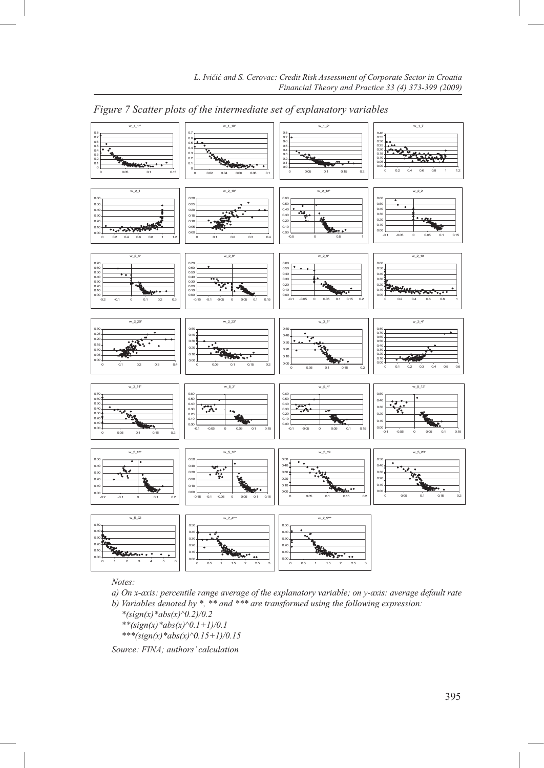*Figure 7 Scatter plots of the intermediate set of explanatory variables*

*Notes:*

*a) On x-axis: percentile range average of the explanatory variable; on y-axis: average default rate*

*b) Variables denoted by \*, \*\* and \*\*\* are transformed using the following expression:*

*\*(sign(x)\*abs(x)^0.2)/0.2*

*\*\*(sign(x)\*abs(x)^0.1+1)/0.1*

*\*\*\*(sign(x)\*abs(x)^0.15+1)/0.15*

*Source: FINA; authors' calculation*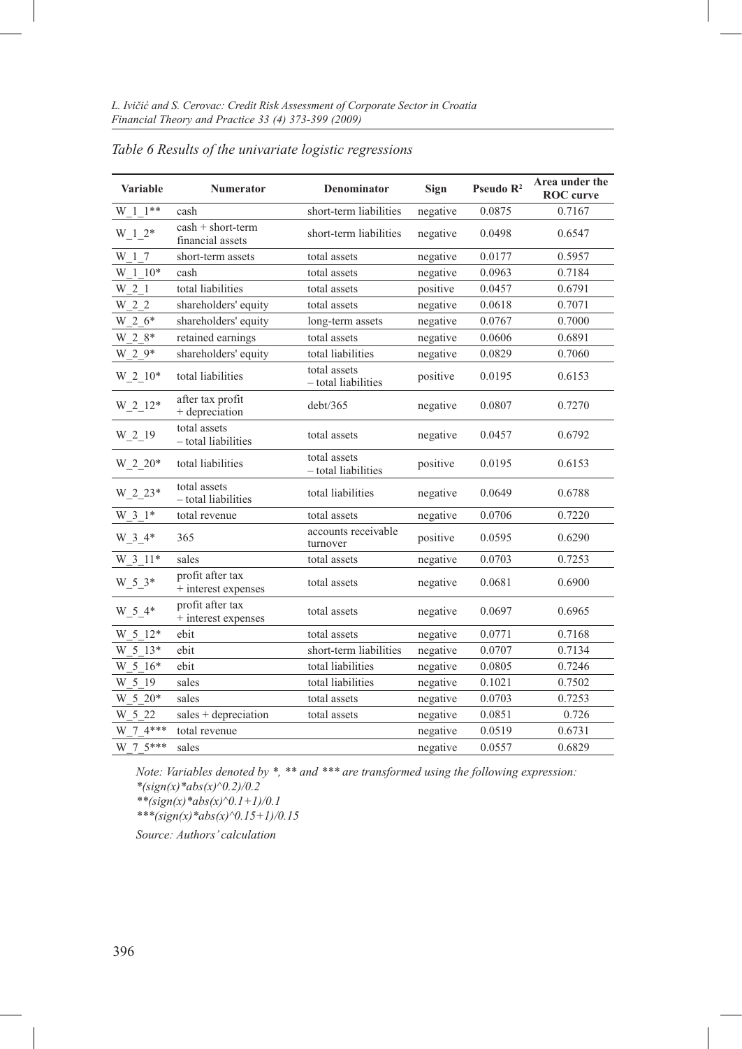*Table 6 Results of the univariate logistic regressions*

| Variable | Numerator | Denominator | Sign | Pseudo $R^2$ | Area under the ROC curve |
|---|---|---|---|---|---|
| W_1_1** | cash | short-term liabilities | negative | 0.0875 | 0.7167 |
| W_1_2* | cash + short-term financial assets | short-term liabilities | negative | 0.0498 | 0.6547 |
| W_1_7 | short-term assets | total assets | negative | 0.0177 | 0.5957 |
| W_1_10* | cash | total assets | negative | 0.0963 | 0.7184 |
| W_2_1 | total liabilities | total assets | positive | 0.0457 | 0.6791 |
| W_2_2 | shareholders' equity | total assets | negative | 0.0618 | 0.7071 |
| W_2_6* | shareholders' equity | long-term assets | negative | 0.0767 | 0.7000 |
| W_2_8* | retained earnings | total assets | negative | 0.0606 | 0.6891 |
| W_2_9* | shareholders' equity | total liabilities | negative | 0.0829 | 0.7060 |
| W_2_10* | total liabilities | total assets – total liabilities | positive | 0.0195 | 0.6153 |
| W_2_12* | after tax profit + depreciation | debt/365 | negative | 0.0807 | 0.7270 |
| W_2_19 | total assets – total liabilities | total assets | negative | 0.0457 | 0.6792 |
| W_2_20* | total liabilities | total assets – total liabilities | positive | 0.0195 | 0.6153 |
| W_2_23* | total assets – total liabilities | total liabilities | negative | 0.0649 | 0.6788 |
| W_3_1* | total revenue | total assets | negative | 0.0706 | 0.7220 |
| W_3_4* | 365 | accounts receivable turnover | positive | 0.0595 | 0.6290 |
| W_3_11* | sales | total assets | negative | 0.0703 | 0.7253 |
| W_5_3* | profit after tax + interest expenses | total assets | negative | 0.0681 | 0.6900 |
| W_5_4* | profit after tax + interest expenses | total assets | negative | 0.0697 | 0.6965 |
| W_5_12* | ebit | total assets | negative | 0.0771 | 0.7168 |
| W_5_13* | ebit | short-term liabilities | negative | 0.0707 | 0.7134 |
| W_5_16* | ebit | total liabilities | negative | 0.0805 | 0.7246 |
| W_5_19 | sales | total liabilities | negative | 0.1021 | 0.7502 |
| W_5_20* | sales | total assets | negative | 0.0703 | 0.7253 |
| W_5_22 | sales + depreciation | total assets | negative | 0.0851 | 0.726 |
| W_7_4*** | total revenue | | negative | 0.0519 | 0.6731 |
| W_7_5*** | sales | | negative | 0.0557 | 0.6829 |

*Note: Variables denoted by *, ** and *** are transformed using the following expression:*
*\*(sign(x)\*abs(x)^0.2)/0.2*
*\*\*(sign(x)\*abs(x)^0.1+1)/0.1*
*\*\*\*(sign(x)\*abs(x)^0.15+1)/0.15*

*Source: Authors' calculation*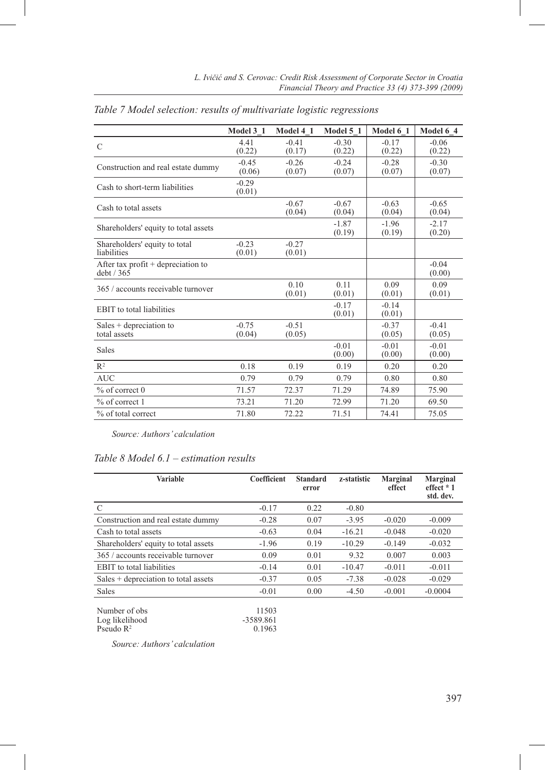*Table 7 Model selection: results of multivariate logistic regressions*

| | Model 3_1 | Model 4_1 | Model 5_1 | Model 6_1 | Model 6_4 |
|---|---|---|---|---|---|
| C | 4.41 (0.22) | -0.41 (0.17) | -0.30 (0.22) | -0.17 (0.22) | -0.06 (0.22) |
| Construction and real estate dummy | -0.45 (0.06) | -0.26 (0.07) | -0.24 (0.07) | -0.28 (0.07) | -0.30 (0.07) |
| Cash to short-term liabilities | -0.29 (0.01) | | | | |
| Cash to total assets | | -0.67 (0.04) | -0.67 (0.04) | -0.63 (0.04) | -0.65 (0.04) |
| Shareholders' equity to total assets | | | -1.87 (0.19) | -1.96 (0.19) | -2.17 (0.20) |
| Shareholders' equity to total liabilities | -0.23 (0.01) | -0.27 (0.01) | | | |
| After tax profit + depreciation to debt / 365 | | | | | -0.04 (0.00) |
| 365 / accounts receivable turnover | | 0.10 (0.01) | 0.11 (0.01) | 0.09 (0.01) | 0.09 (0.01) |
| EBIT to total liabilities | | | -0.17 (0.01) | -0.14 (0.01) | |
| Sales + depreciation to total assets | -0.75 (0.04) | -0.51 (0.05) | | -0.37 (0.05) | -0.41 (0.05) |
| Sales | | | -0.01 (0.00) | -0.01 (0.00) | -0.01 (0.00) |
| $R^2$ | 0.18 | 0.19 | 0.19 | 0.20 | 0.20 |
| AUC | 0.79 | 0.79 | 0.79 | 0.80 | 0.80 |
| % of correct 0 | 71.57 | 72.37 | 71.29 | 74.89 | 75.90 |
| % of correct 1 | 73.21 | 71.20 | 72.99 | 71.20 | 69.50 |
| % of total correct | 71.80 | 72.22 | 71.51 | 74.41 | 75.05 |

*Source: Authors' calculation*

*Table 8 Model 6.1 – estimation results*

| Variable | Coefficient | Standard error | z-statistic | Marginal effect | Marginal effect * 1 std. dev. |
|---|---|---|---|---|---|
| C | -0.17 | 0.22 | -0.80 | | |
| Construction and real estate dummy | -0.28 | 0.07 | -3.95 | -0.020 | -0.009 |
| Cash to total assets | -0.63 | 0.04 | -16.21 | -0.048 | -0.020 |
| Shareholders' equity to total assets | -1.96 | 0.19 | -10.29 | -0.149 | -0.032 |
| 365 / accounts receivable turnover | 0.09 | 0.01 | 9.32 | 0.007 | 0.003 |
| EBIT to total liabilities | -0.14 | 0.01 | -10.47 | -0.011 | -0.011 |
| Sales + depreciation to total assets | -0.37 | 0.05 | -7.38 | -0.028 | -0.029 |
| Sales | -0.01 | 0.00 | -4.50 | -0.001 | -0.0004 |
| | | | | | |
| Number of obs | 11503 | | | | |
| Log likelihood | -3589.861 | | | | |
| Pseudo $R^2$ | 0.1963 | | | | |

*Source: Authors' calculation*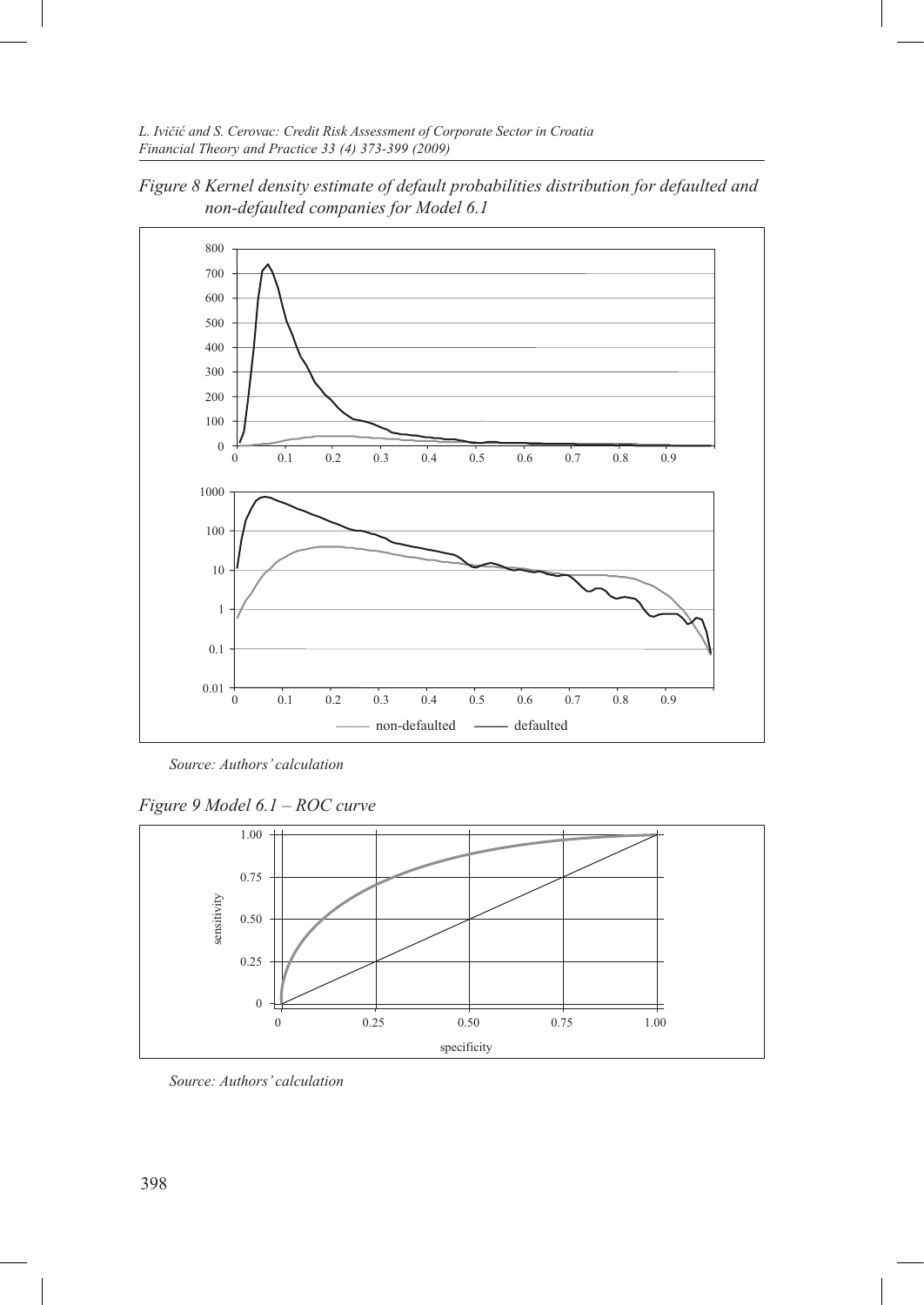*Figure 8 Kernel density estimate of default probabilities distribution for defaulted and non-defaulted companies for Model 6.1*

*Source: Authors' calculation*

*Figure 9 Model 6.1 – ROC curve*

*Source: Authors' calculation*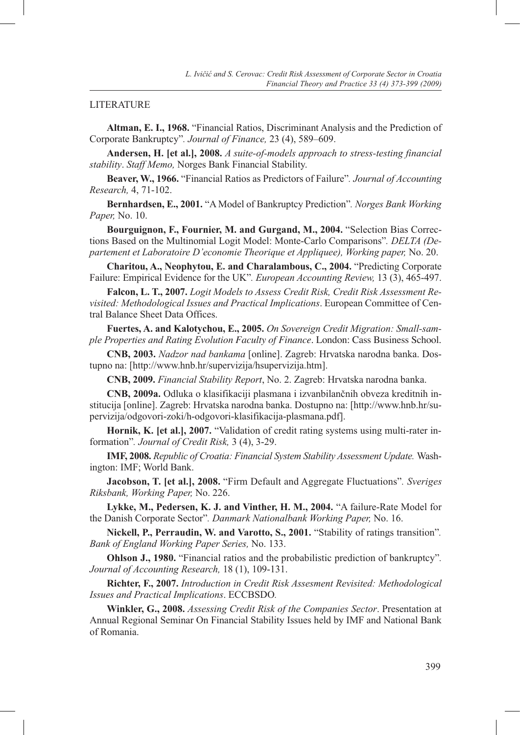## LITERATURE

**Altman, E. I., 1968.** "Financial Ratios, Discriminant Analysis and the Prediction of Corporate Bankruptcy". *Journal of Finance,* 23 (4), 589–609.

**Andersen, H. [et al.], 2008.** *A suite-of-models approach to stress-testing financial stability*. *Staff Memo,* Norges Bank Financial Stability.

**Beaver, W., 1966.** "Financial Ratios as Predictors of Failure". *Journal of Accounting Research,* 4, 71-102.

**Bernhardsen, E., 2001.** "A Model of Bankruptcy Prediction". *Norges Bank Working Paper,* No. 10.

**Bourguignon, F., Fournier, M. and Gurgand, M., 2004.** "Selection Bias Corrections Based on the Multinomial Logit Model: Monte-Carlo Comparisons". *DELTA (Departement et Laboratoire D'economie Theorique et Appliquee), Working paper,* No. 20.

**Charitou, A., Neophytou, E. and Charalambous, C., 2004.** "Predicting Corporate Failure: Empirical Evidence for the UK". *European Accounting Review,* 13 (3), 465-497.

**Falcon, L. T., 2007.** *Logit Models to Assess Credit Risk, Credit Risk Assessment Revisited: Methodological Issues and Practical Implications*. European Committee of Central Balance Sheet Data Offices.

**Fuertes, A. and Kalotychou, E., 2005.** *On Sovereign Credit Migration: Small-sample Properties and Rating Evolution Faculty of Finance*. London: Cass Business School.

**CNB, 2003.** *Nadzor nad bankama* [online]. Zagreb: Hrvatska narodna banka. Dostupno na: [http://www.hnb.hr/supervizija/hsupervizija.htm].

**CNB, 2009.** *Financial Stability Report*, No. 2. Zagreb: Hrvatska narodna banka.

**CNB, 2009a.** Odluka o klasifikaciji plasmana i izvanbilančnih obveza kreditnih institucija [online]. Zagreb: Hrvatska narodna banka. Dostupno na: [http://www.hnb.hr/supervizija/odgovori-zoki/h-odgovori-klasifikacija-plasmana.pdf].

**Hornik, K. [et al.], 2007.** "Validation of credit rating systems using multi-rater information". *Journal of Credit Risk,* 3 (4), 3-29.

**IMF, 2008.** *Republic of Croatia: Financial System Stability Assessment Update.* Washington: IMF; World Bank.

**Jacobson, T. [et al.], 2008.** "Firm Default and Aggregate Fluctuations". *Sveriges Riksbank, Working Paper,* No. 226.

**Lykke, M., Pedersen, K. J. and Vinther, H. M., 2004.** "A failure-Rate Model for the Danish Corporate Sector". *Danmark Nationalbank Working Paper,* No. 16.

**Nickell, P., Perraudin, W. and Varotto, S., 2001.** "Stability of ratings transition". *Bank of England Working Paper Series,* No. 133.

**Ohlson J., 1980.** "Financial ratios and the probabilistic prediction of bankruptcy". *Journal of Accounting Research,* 18 (1), 109-131.

**Richter, F., 2007.** *Introduction in Credit Risk Assesment Revisited: Methodological Issues and Practical Implications*. ECCBSDO.

**Winkler, G., 2008.** *Assessing Credit Risk of the Companies Sector*. Presentation at Annual Regional Seminar On Financial Stability Issues held by IMF and National Bank of Romania.